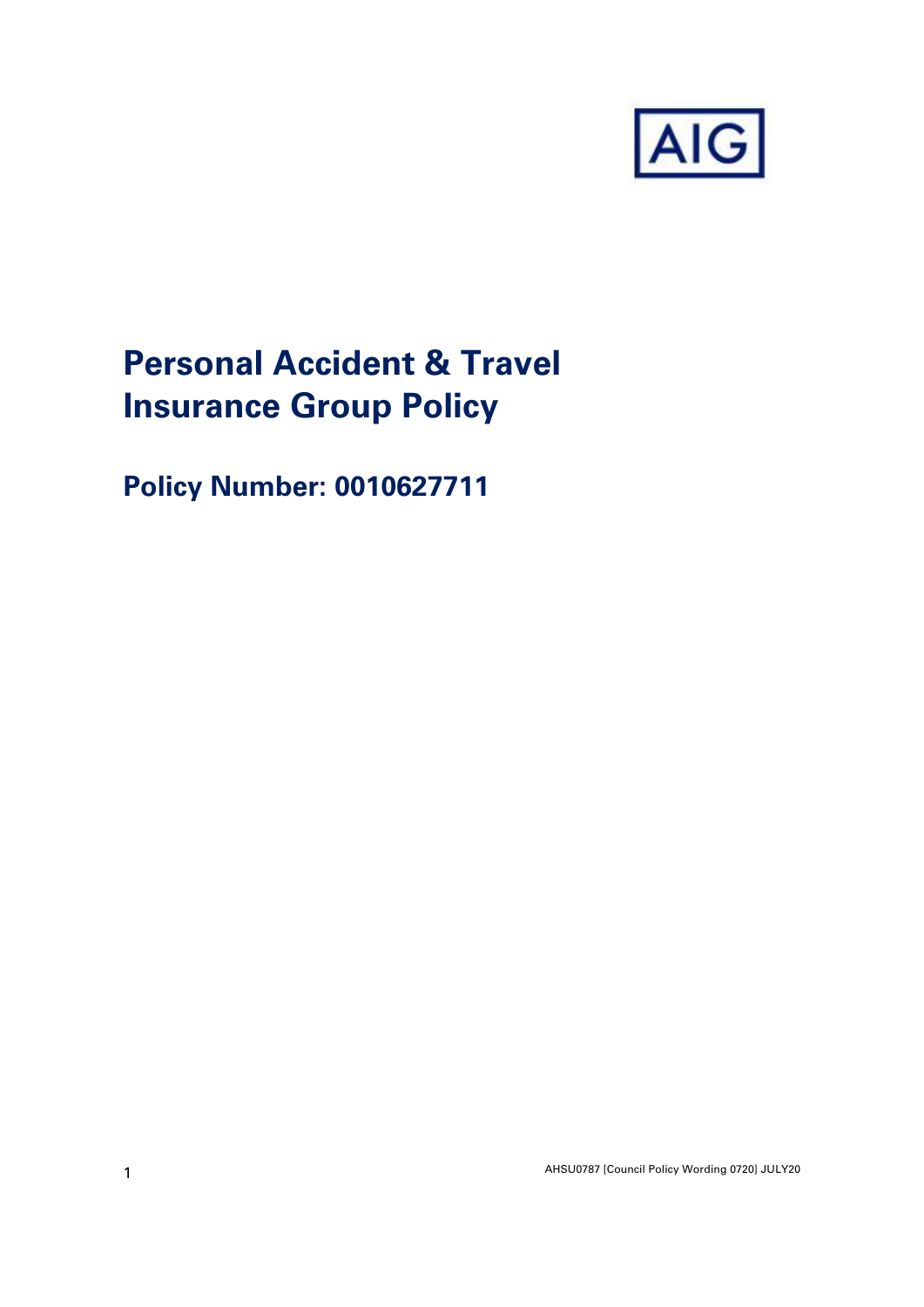AIG

# Personal Accident & Travel Insurance Group Policy

## Policy Number: 0010627711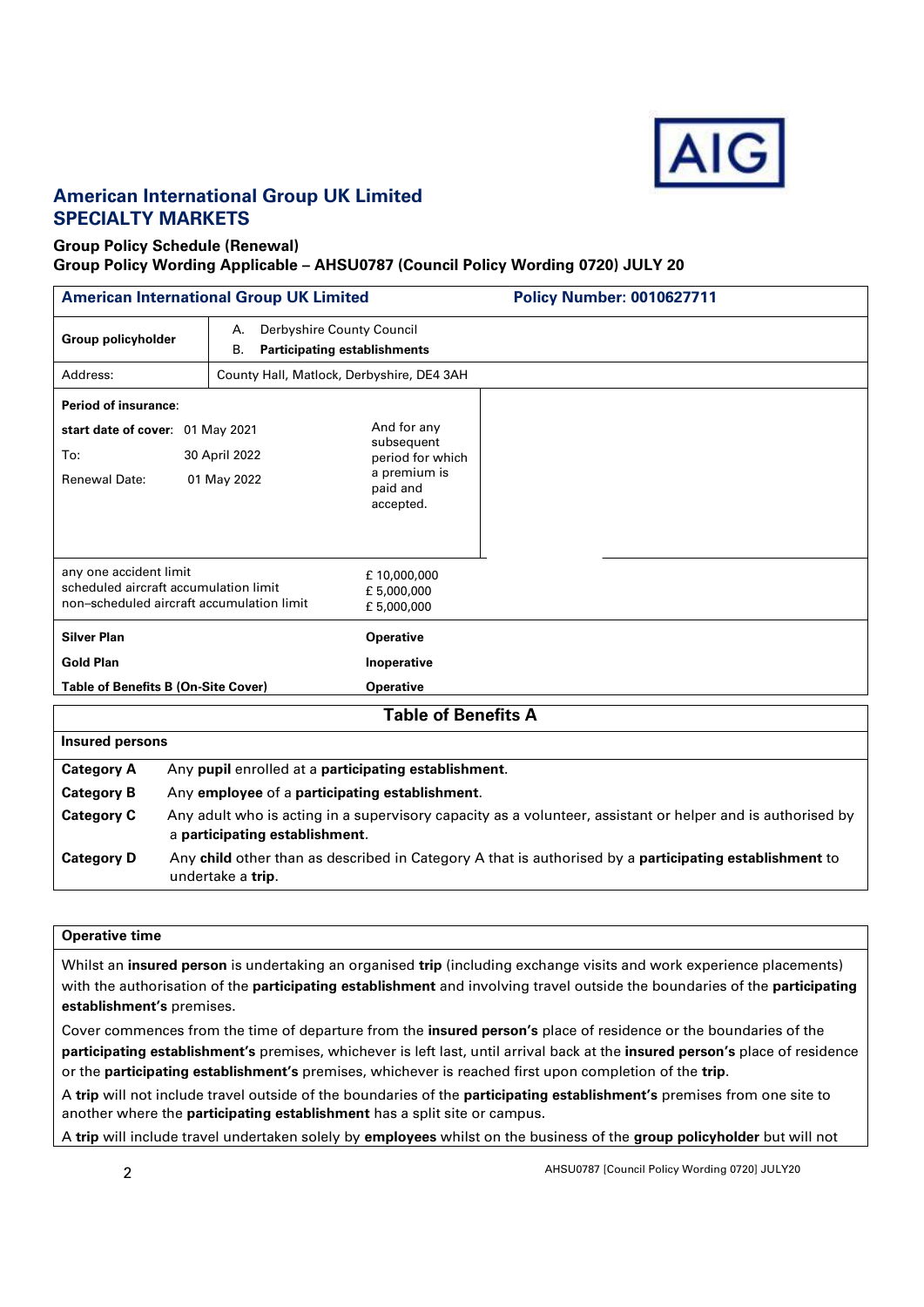## American International Group UK Limited
## SPECIALTY MARKETS

**Group Policy Schedule (Renewal)**
**Group Policy Wording Applicable – AHSU0787 (Council Policy Wording 0720) JULY 20**

| **American International Group UK Limited** | | **Policy Number: 0010627711** |
|---|---|---|
| **Group policyholder** | A. Derbyshire County Council<br>B. **Participating establishments** | |
| Address: | County Hall, Matlock, Derbyshire, DE4 3AH | |

| **Period of insurance**: | | |
|---|---|---|
| **start date of cover**: | 01 May 2021 | And for any subsequent period for which a premium is paid and accepted. |
| To: | 30 April 2022 | |
| Renewal Date: | 01 May 2022 | |

| | |
|---|---|
| any one accident limit | £ 10,000,000 |
| scheduled aircraft accumulation limit | £ 5,000,000 |
| non–scheduled aircraft accumulation limit | £ 5,000,000 |
| **Silver Plan** | **Operative** |
| **Gold Plan** | **Inoperative** |
| **Table of Benefits B (On-Site Cover)** | **Operative** |

### Table of Benefits A

| **Insured persons** | |
|---|---|
| **Category A** | Any **pupil** enrolled at a **participating establishment**. |
| **Category B** | Any **employee** of a **participating establishment**. |
| **Category C** | Any adult who is acting in a supervisory capacity as a volunteer, assistant or helper and is authorised by a **participating establishment**. |
| **Category D** | Any **child** other than as described in Category A that is authorised by a **participating establishment** to undertake a **trip**. |

**Operative time**

Whilst an **insured person** is undertaking an organised **trip** (including exchange visits and work experience placements) with the authorisation of the **participating establishment** and involving travel outside the boundaries of the **participating establishment's** premises.

Cover commences from the time of departure from the **insured person's** place of residence or the boundaries of the **participating establishment's** premises, whichever is left last, until arrival back at the **insured person's** place of residence or the **participating establishment's** premises, whichever is reached first upon completion of the **trip**.

A **trip** will not include travel outside of the boundaries of the **participating establishment's** premises from one site to another where the **participating establishment** has a split site or campus.

A **trip** will include travel undertaken solely by **employees** whilst on the business of the **group policyholder** but will not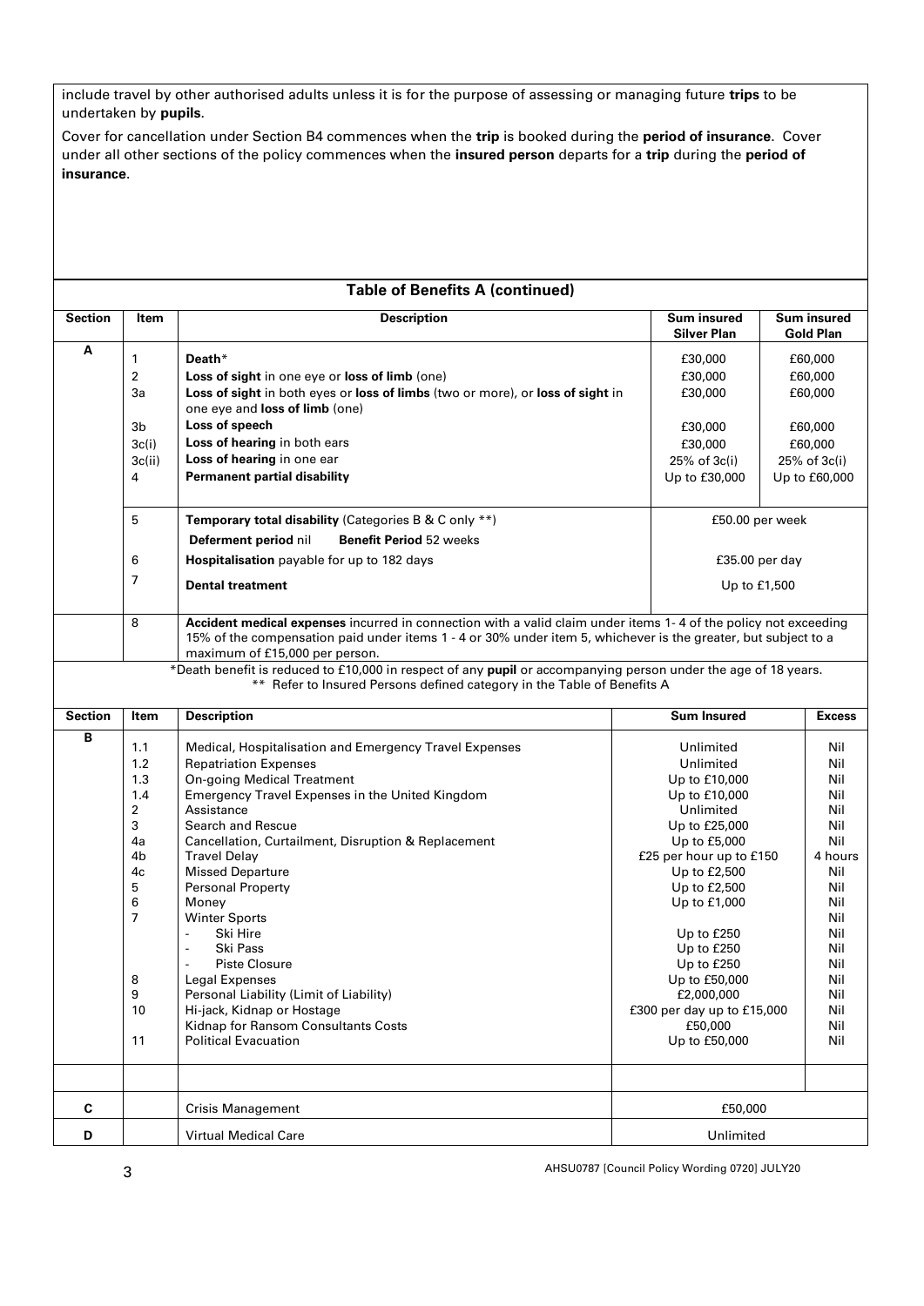include travel by other authorised adults unless it is for the purpose of assessing or managing future **trips** to be undertaken by **pupils**.

Cover for cancellation under Section B4 commences when the **trip** is booked during the **period of insurance**. Cover under all other sections of the policy commences when the **insured person** departs for a **trip** during the **period of insurance**.

## Table of Benefits A (continued)

| Section | Item | Description | Sum insured Silver Plan | Sum insured Gold Plan |
|---|---|---|---|---|
| A | 1 | **Death**\* | £30,000 | £60,000 |
| | 2 | **Loss of sight** in one eye or **loss of limb** (one) | £30,000 | £60,000 |
| | 3a | **Loss of sight** in both eyes or **loss of limbs** (two or more), or **loss of sight** in one eye and **loss of limb** (one) | £30,000 | £60,000 |
| | 3b | **Loss of speech** | £30,000 | £60,000 |
| | 3c(i) | **Loss of hearing** in both ears | £30,000 | £60,000 |
| | 3c(ii) | **Loss of hearing** in one ear | 25% of 3c(i) | 25% of 3c(i) |
| | 4 | **Permanent partial disability** | Up to £30,000 | Up to £60,000 |
| | 5 | **Temporary total disability** (Categories B & C only \*\*) **Deferment period** nil **Benefit Period** 52 weeks | £50.00 per week | |
| | 6 | **Hospitalisation** payable for up to 182 days | £35.00 per day | |
| | 7 | **Dental treatment** | Up to £1,500 | |
| | 8 | **Accident medical expenses** incurred in connection with a valid claim under items 1- 4 of the policy not exceeding 15% of the compensation paid under items 1 - 4 or 30% under item 5, whichever is the greater, but subject to a maximum of £15,000 per person. | | |

\*Death benefit is reduced to £10,000 in respect of any **pupil** or accompanying person under the age of 18 years.
\*\* Refer to Insured Persons defined category in the Table of Benefits A

| Section | Item | Description | Sum Insured | Excess |
|---|---|---|---|---|
| B | 1.1 | Medical, Hospitalisation and Emergency Travel Expenses | Unlimited | Nil |
| | 1.2 | Repatriation Expenses | Unlimited | Nil |
| | 1.3 | On-going Medical Treatment | Up to £10,000 | Nil |
| | 1.4 | Emergency Travel Expenses in the United Kingdom | Up to £10,000 | Nil |
| | 2 | Assistance | Unlimited | Nil |
| | 3 | Search and Rescue | Up to £25,000 | Nil |
| | 4a | Cancellation, Curtailment, Disruption & Replacement | Up to £5,000 | Nil |
| | 4b | Travel Delay | £25 per hour up to £150 | 4 hours |
| | 4c | Missed Departure | Up to £2,500 | Nil |
| | 5 | Personal Property | Up to £2,500 | Nil |
| | 6 | Money | Up to £1,000 | Nil |
| | 7 | Winter Sports | | Nil |
| | | - Ski Hire | Up to £250 | Nil |
| | | - Ski Pass | Up to £250 | Nil |
| | | - Piste Closure | Up to £250 | Nil |
| | 8 | Legal Expenses | Up to £50,000 | Nil |
| | 9 | Personal Liability (Limit of Liability) | £2,000,000 | Nil |
| | 10 | Hi-jack, Kidnap or Hostage | £300 per day up to £15,000 | Nil |
| | | Kidnap for Ransom Consultants Costs | £50,000 | Nil |
| | 11 | Political Evacuation | Up to £50,000 | Nil |
| | | | | |
| C | | Crisis Management | £50,000 | |
| D | | Virtual Medical Care | Unlimited | |

AHSU0787 [Council Policy Wording 0720] JULY20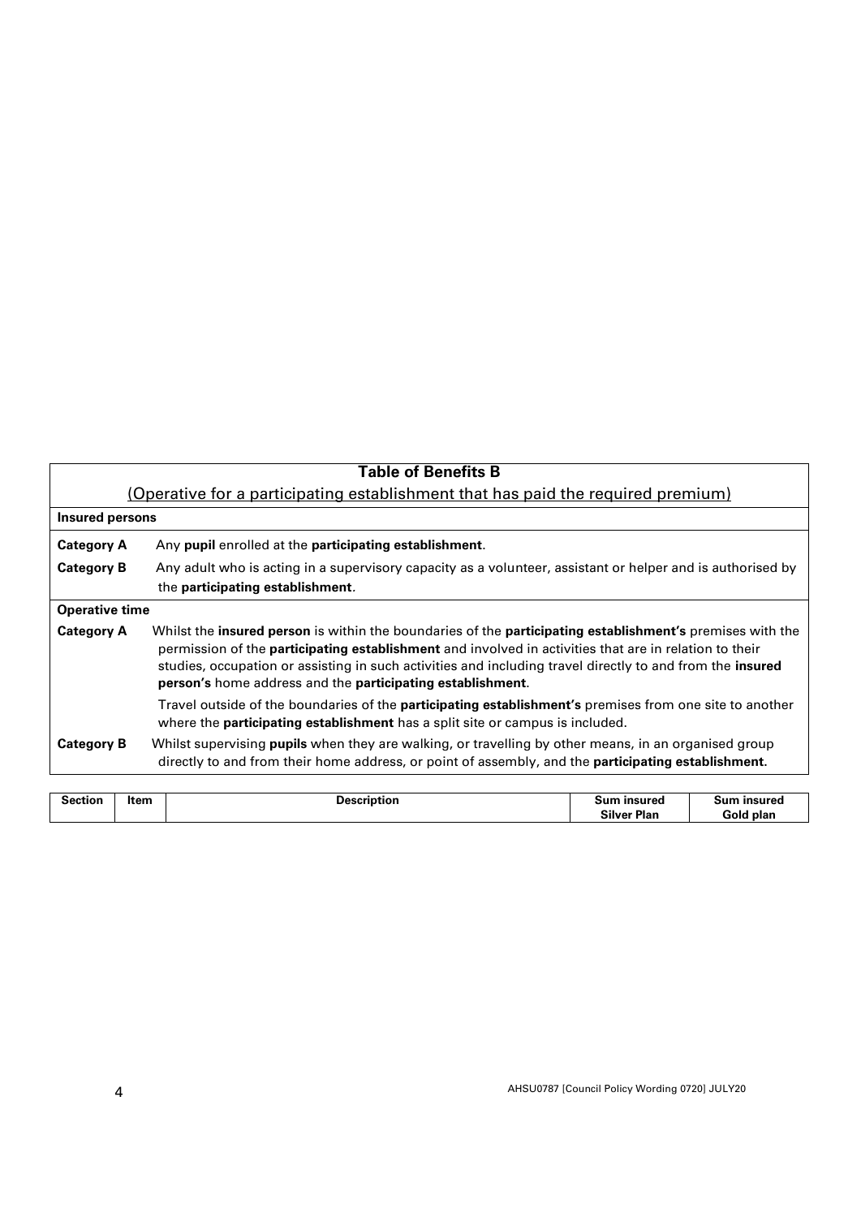## Table of Benefits B

(Operative for a participating establishment that has paid the required premium)

**Insured persons**

**Category A** Any **pupil** enrolled at the **participating establishment**.

**Category B** Any adult who is acting in a supervisory capacity as a volunteer, assistant or helper and is authorised by the **participating establishment**.

**Operative time**

**Category A** Whilst the **insured person** is within the boundaries of the **participating establishment's** premises with the permission of the **participating establishment** and involved in activities that are in relation to their studies, occupation or assisting in such activities and including travel directly to and from the **insured person's** home address and the **participating establishment**.

Travel outside of the boundaries of the **participating establishment's** premises from one site to another where the **participating establishment** has a split site or campus is included.

**Category B** Whilst supervising **pupils** when they are walking, or travelling by other means, in an organised group directly to and from their home address, or point of assembly, and the **participating establishment.**

| Section | Item | Description | Sum insured Silver Plan | Sum insured Gold plan |
|---|---|---|---|---|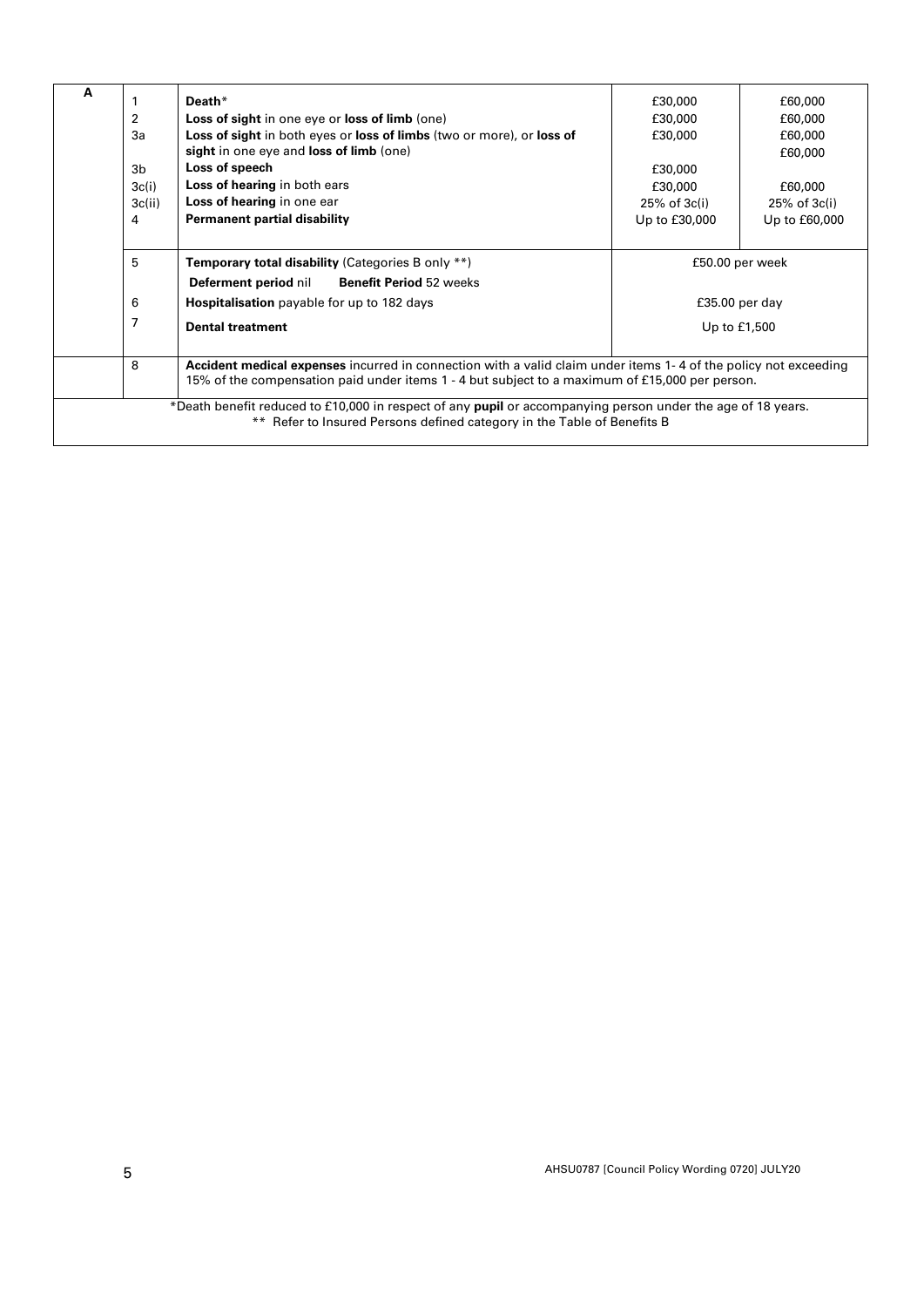| A | Item | Benefit | | |
|---|---|---|---|---|
| | 1 | **Death*** | £30,000 | £60,000 |
| | 2 | **Loss of sight** in one eye or **loss of limb** (one) | £30,000 | £60,000 |
| | 3a | **Loss of sight** in both eyes or **loss of limbs** (two or more), or **loss of sight** in one eye and **loss of limb** (one) | £30,000 | £60,000 £60,000 |
| | 3b | **Loss of speech** | £30,000 | |
| | 3c(i) | **Loss of hearing** in both ears | £30,000 | £60,000 |
| | 3c(ii) | **Loss of hearing** in one ear | 25% of 3c(i) | 25% of 3c(i) |
| | 4 | **Permanent partial disability** | Up to £30,000 | Up to £60,000 |
| | 5 | **Temporary total disability** (Categories B only **) **Deferment period** nil **Benefit Period** 52 weeks | £50.00 per week | |
| | 6 | **Hospitalisation** payable for up to 182 days | £35.00 per day | |
| | 7 | **Dental treatment** | Up to £1,500 | |
| | 8 | **Accident medical expenses** incurred in connection with a valid claim under items 1- 4 of the policy not exceeding 15% of the compensation paid under items 1 - 4 but subject to a maximum of £15,000 per person. | | |

*Death benefit reduced to £10,000 in respect of any **pupil** or accompanying person under the age of 18 years.

** Refer to Insured Persons defined category in the Table of Benefits B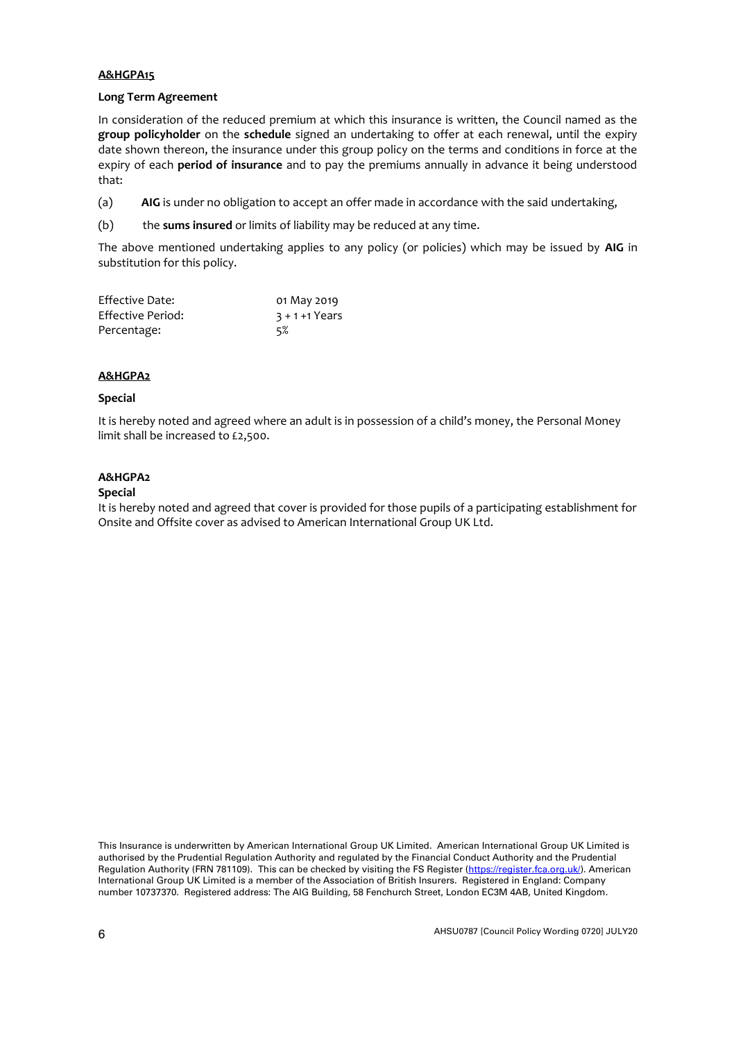**A&HGPA15**

**Long Term Agreement**

In consideration of the reduced premium at which this insurance is written, the Council named as the **group policyholder** on the **schedule** signed an undertaking to offer at each renewal, until the expiry date shown thereon, the insurance under this group policy on the terms and conditions in force at the expiry of each **period of insurance** and to pay the premiums annually in advance it being understood that:

(a) **AIG** is under no obligation to accept an offer made in accordance with the said undertaking,

(b) the **sums insured** or limits of liability may be reduced at any time.

The above mentioned undertaking applies to any policy (or policies) which may be issued by **AIG** in substitution for this policy.

| | |
|---|---|
| Effective Date: | 01 May 2019 |
| Effective Period: | 3 + 1 +1 Years |
| Percentage: | 5% |

**A&HGPA2**

**Special**

It is hereby noted and agreed where an adult is in possession of a child's money, the Personal Money limit shall be increased to £2,500.

**A&HGPA2**

**Special**

It is hereby noted and agreed that cover is provided for those pupils of a participating establishment for Onsite and Offsite cover as advised to American International Group UK Ltd.

This Insurance is underwritten by American International Group UK Limited. American International Group UK Limited is authorised by the Prudential Regulation Authority and regulated by the Financial Conduct Authority and the Prudential Regulation Authority (FRN 781109). This can be checked by visiting the FS Register (https://register.fca.org.uk/). American International Group UK Limited is a member of the Association of British Insurers. Registered in England: Company number 10737370. Registered address: The AIG Building, 58 Fenchurch Street, London EC3M 4AB, United Kingdom.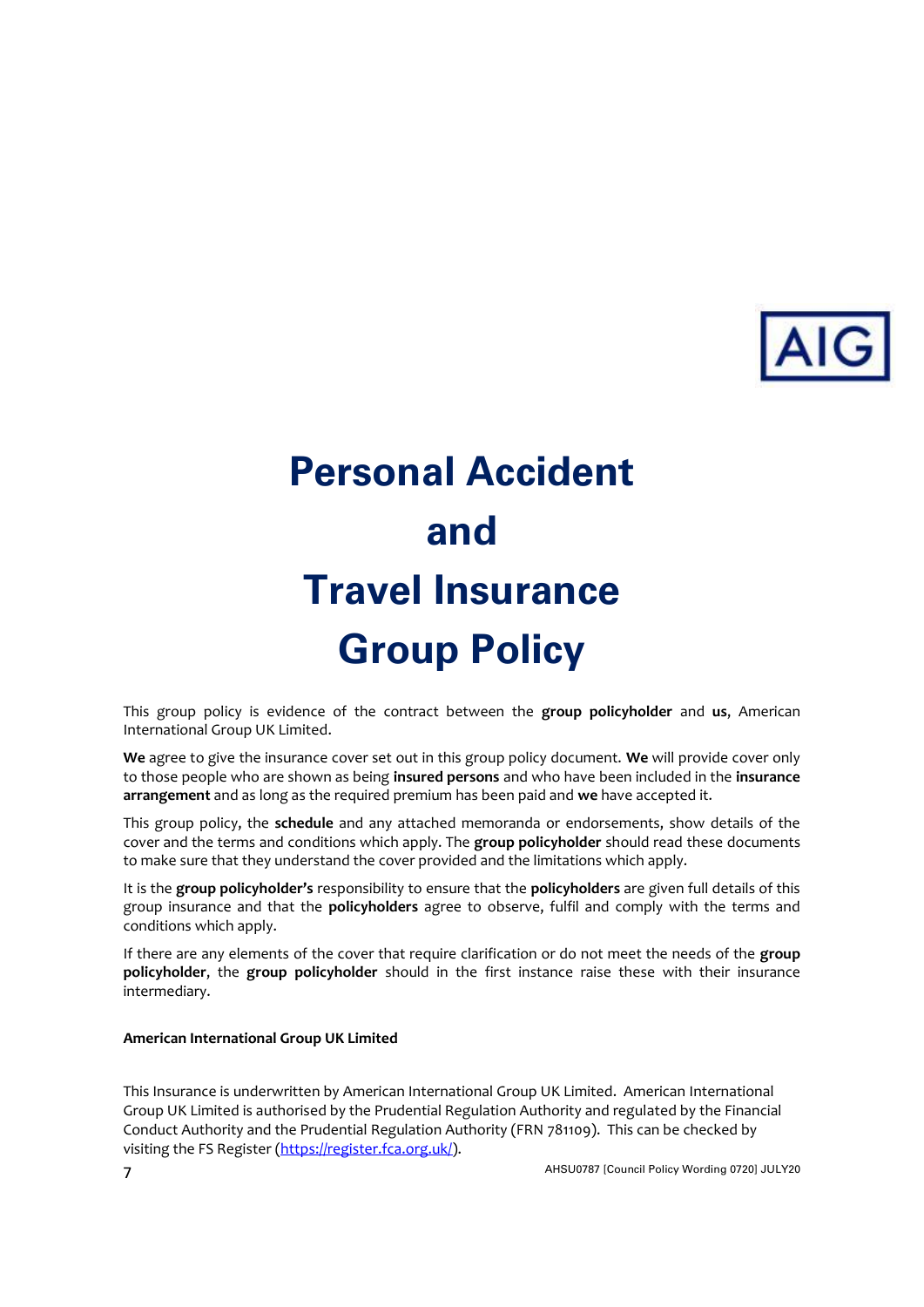# Personal Accident and Travel Insurance Group Policy

This group policy is evidence of the contract between the **group policyholder** and **us**, American International Group UK Limited.

**We** agree to give the insurance cover set out in this group policy document. **We** will provide cover only to those people who are shown as being **insured persons** and who have been included in the **insurance arrangement** and as long as the required premium has been paid and **we** have accepted it.

This group policy, the **schedule** and any attached memoranda or endorsements, show details of the cover and the terms and conditions which apply. The **group policyholder** should read these documents to make sure that they understand the cover provided and the limitations which apply.

It is the **group policyholder's** responsibility to ensure that the **policyholders** are given full details of this group insurance and that the **policyholders** agree to observe, fulfil and comply with the terms and conditions which apply.

If there are any elements of the cover that require clarification or do not meet the needs of the **group policyholder**, the **group policyholder** should in the first instance raise these with their insurance intermediary.

**American International Group UK Limited**

This Insurance is underwritten by American International Group UK Limited. American International Group UK Limited is authorised by the Prudential Regulation Authority and regulated by the Financial Conduct Authority and the Prudential Regulation Authority (FRN 781109). This can be checked by visiting the FS Register (https://register.fca.org.uk/).

AHSU0787 [Council Policy Wording 0720] JULY20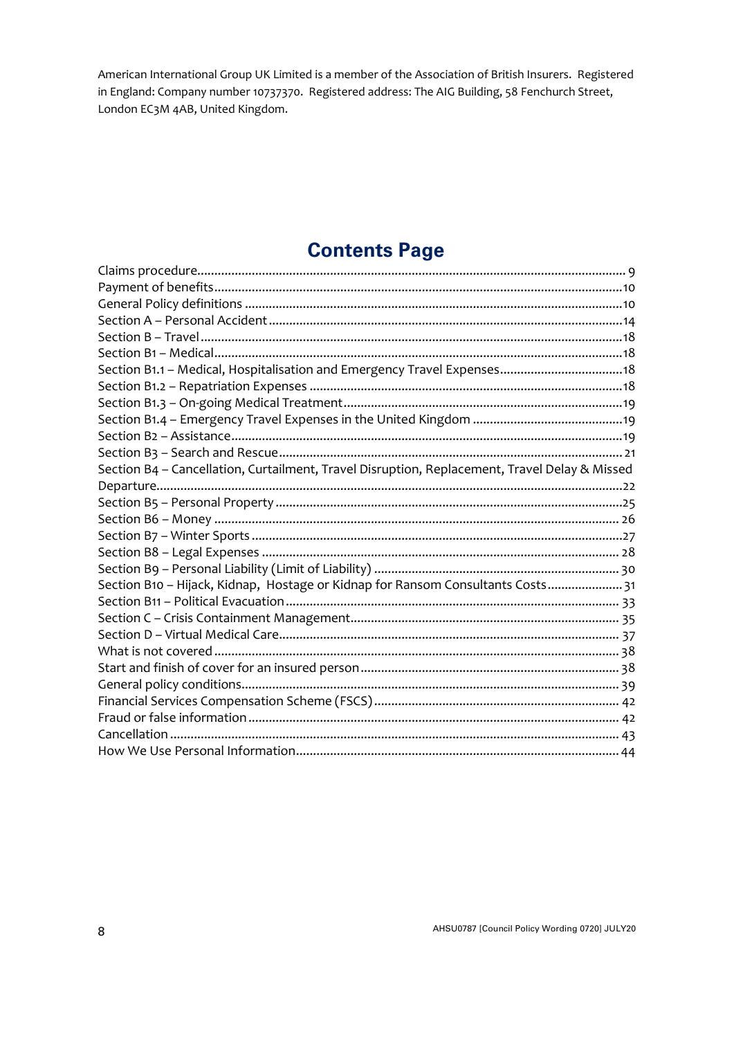American International Group UK Limited is a member of the Association of British Insurers. Registered in England: Company number 10737370. Registered address: The AIG Building, 58 Fenchurch Street, London EC3M 4AB, United Kingdom.

## Contents Page

Claims procedure.............................................................................................................................. 9
Payment of benefits.........................................................................................................................10
General Policy definitions ..............................................................................................................10
Section A – Personal Accident .........................................................................................................14
Section B – Travel..............................................................................................................................18
Section B1 – Medical..........................................................................................................................18
Section B1.1 – Medical, Hospitalisation and Emergency Travel Expenses.....................................18
Section B1.2 – Repatriation Expenses ............................................................................................18
Section B1.3 – On-going Medical Treatment...................................................................................19
Section B1.4 – Emergency Travel Expenses in the United Kingdom .............................................19
Section B2 – Assistance....................................................................................................................19
Section B3 – Search and Rescue...................................................................................................... 21
Section B4 – Cancellation, Curtailment, Travel Disruption, Replacement, Travel Delay & Missed Departure.........................................................................................................................................22
Section B5 – Personal Property ......................................................................................................25
Section B6 – Money ......................................................................................................................... 26
Section B7 – Winter Sports ..............................................................................................................27
Section B8 – Legal Expenses .......................................................................................................... 28
Section B9 – Personal Liability (Limit of Liability) ........................................................................ 30
Section B10 – Hijack, Kidnap, Hostage or Kidnap for Ransom Consultants Costs....................... 31
Section B11 – Political Evacuation .................................................................................................. 33
Section C – Crisis Containment Management................................................................................ 35
Section D – Virtual Medical Care..................................................................................................... 37
What is not covered ........................................................................................................................ 38
Start and finish of cover for an insured person ............................................................................. 38
General policy conditions............................................................................................................... 39
Financial Services Compensation Scheme (FSCS)........................................................................ 42
Fraud or false information .............................................................................................................. 42
Cancellation ..................................................................................................................................... 43
How We Use Personal Information................................................................................................ 44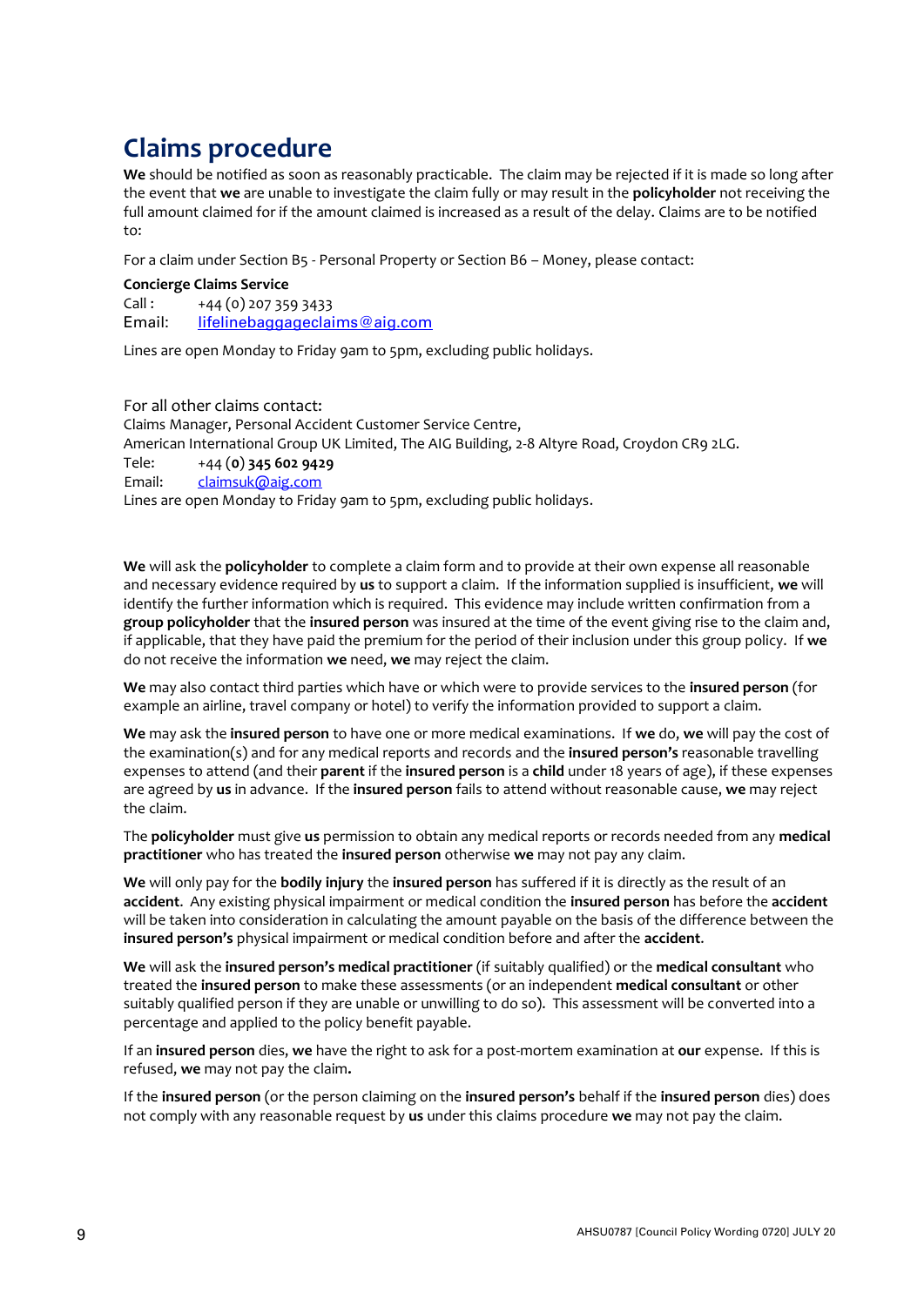# Claims procedure

**We** should be notified as soon as reasonably practicable. The claim may be rejected if it is made so long after the event that **we** are unable to investigate the claim fully or may result in the **policyholder** not receiving the full amount claimed for if the amount claimed is increased as a result of the delay. Claims are to be notified to:

For a claim under Section B5 - Personal Property or Section B6 – Money, please contact:

**Concierge Claims Service**
Call : +44 (0) 207 359 3433
Email: lifelinebaggageclaims@aig.com

Lines are open Monday to Friday 9am to 5pm, excluding public holidays.

For all other claims contact:
Claims Manager, Personal Accident Customer Service Centre,
American International Group UK Limited, The AIG Building, 2-8 Altyre Road, Croydon CR9 2LG.
Tele: +44 (**0**) **345 602 9429**
Email: claimsuk@aig.com
Lines are open Monday to Friday 9am to 5pm, excluding public holidays.

**We** will ask the **policyholder** to complete a claim form and to provide at their own expense all reasonable and necessary evidence required by **us** to support a claim. If the information supplied is insufficient, **we** will identify the further information which is required. This evidence may include written confirmation from a **group policyholder** that the **insured person** was insured at the time of the event giving rise to the claim and, if applicable, that they have paid the premium for the period of their inclusion under this group policy. If **we** do not receive the information **we** need, **we** may reject the claim.

**We** may also contact third parties which have or which were to provide services to the **insured person** (for example an airline, travel company or hotel) to verify the information provided to support a claim.

**We** may ask the **insured person** to have one or more medical examinations. If **we** do, **we** will pay the cost of the examination(s) and for any medical reports and records and the **insured person's** reasonable travelling expenses to attend (and their **parent** if the **insured person** is a **child** under 18 years of age), if these expenses are agreed by **us** in advance. If the **insured person** fails to attend without reasonable cause, **we** may reject the claim.

The **policyholder** must give **us** permission to obtain any medical reports or records needed from any **medical practitioner** who has treated the **insured person** otherwise **we** may not pay any claim.

**We** will only pay for the **bodily injury** the **insured person** has suffered if it is directly as the result of an **accident**. Any existing physical impairment or medical condition the **insured person** has before the **accident** will be taken into consideration in calculating the amount payable on the basis of the difference between the **insured person's** physical impairment or medical condition before and after the **accident**.

**We** will ask the **insured person's medical practitioner** (if suitably qualified) or the **medical consultant** who treated the **insured person** to make these assessments (or an independent **medical consultant** or other suitably qualified person if they are unable or unwilling to do so). This assessment will be converted into a percentage and applied to the policy benefit payable.

If an **insured person** dies, **we** have the right to ask for a post-mortem examination at **our** expense. If this is refused, **we** may not pay the claim**.**

If the **insured person** (or the person claiming on the **insured person's** behalf if the **insured person** dies) does not comply with any reasonable request by **us** under this claims procedure **we** may not pay the claim.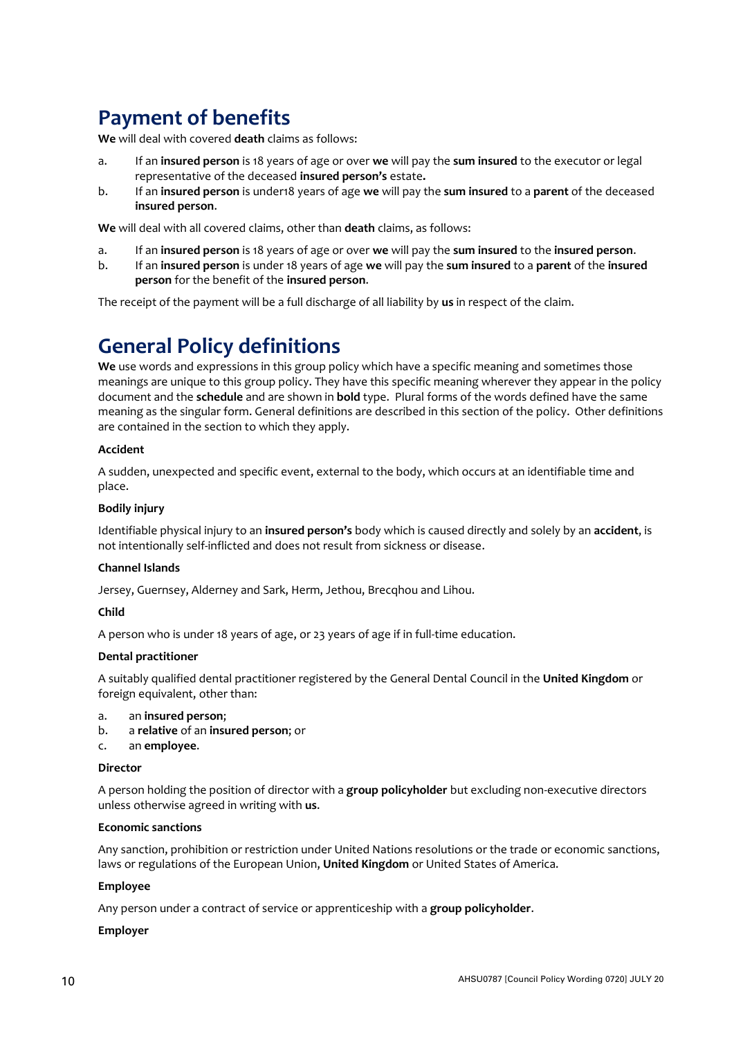# Payment of benefits

**We** will deal with covered **death** claims as follows:

a. If an **insured person** is 18 years of age or over **we** will pay the **sum insured** to the executor or legal representative of the deceased **insured person's** estate**.**
b. If an **insured person** is under18 years of age **we** will pay the **sum insured** to a **parent** of the deceased **insured person**.

**We** will deal with all covered claims, other than **death** claims, as follows:

a. If an **insured person** is 18 years of age or over **we** will pay the **sum insured** to the **insured person**.
b. If an **insured person** is under 18 years of age **we** will pay the **sum insured** to a **parent** of the **insured person** for the benefit of the **insured person**.

The receipt of the payment will be a full discharge of all liability by **us** in respect of the claim.

# General Policy definitions

**We** use words and expressions in this group policy which have a specific meaning and sometimes those meanings are unique to this group policy. They have this specific meaning wherever they appear in the policy document and the **schedule** and are shown in **bold** type. Plural forms of the words defined have the same meaning as the singular form. General definitions are described in this section of the policy. Other definitions are contained in the section to which they apply.

**Accident**

A sudden, unexpected and specific event, external to the body, which occurs at an identifiable time and place.

**Bodily injury**

Identifiable physical injury to an **insured person's** body which is caused directly and solely by an **accident**, is not intentionally self-inflicted and does not result from sickness or disease.

**Channel Islands**

Jersey, Guernsey, Alderney and Sark, Herm, Jethou, Brecqhou and Lihou.

**Child**

A person who is under 18 years of age, or 23 years of age if in full-time education.

**Dental practitioner**

A suitably qualified dental practitioner registered by the General Dental Council in the **United Kingdom** or foreign equivalent, other than:

a. an **insured person**;
b. a **relative** of an **insured person**; or
c. an **employee**.

**Director**

A person holding the position of director with a **group policyholder** but excluding non-executive directors unless otherwise agreed in writing with **us**.

**Economic sanctions**

Any sanction, prohibition or restriction under United Nations resolutions or the trade or economic sanctions, laws or regulations of the European Union, **United Kingdom** or United States of America.

**Employee**

Any person under a contract of service or apprenticeship with a **group policyholder**.

**Employer**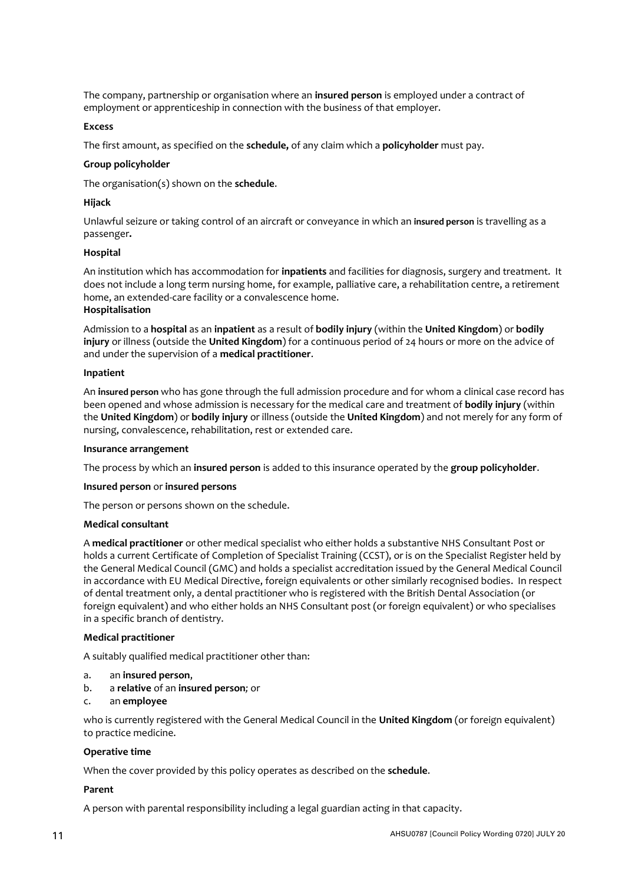The company, partnership or organisation where an **insured person** is employed under a contract of employment or apprenticeship in connection with the business of that employer.

**Excess**

The first amount, as specified on the **schedule,** of any claim which a **policyholder** must pay.

**Group policyholder**

The organisation(s) shown on the **schedule**.

**Hijack**

Unlawful seizure or taking control of an aircraft or conveyance in which an **insured person** is travelling as a passenger**.**

**Hospital**

An institution which has accommodation for **inpatients** and facilities for diagnosis, surgery and treatment. It does not include a long term nursing home, for example, palliative care, a rehabilitation centre, a retirement home, an extended-care facility or a convalescence home.

**Hospitalisation**

Admission to a **hospital** as an **inpatient** as a result of **bodily injury** (within the **United Kingdom**) or **bodily injury** or illness (outside the **United Kingdom**) for a continuous period of 24 hours or more on the advice of and under the supervision of a **medical practitioner**.

**Inpatient**

An **insured person** who has gone through the full admission procedure and for whom a clinical case record has been opened and whose admission is necessary for the medical care and treatment of **bodily injury** (within the **United Kingdom**) or **bodily injury** or illness (outside the **United Kingdom**) and not merely for any form of nursing, convalescence, rehabilitation, rest or extended care.

**Insurance arrangement**

The process by which an **insured person** is added to this insurance operated by the **group policyholder**.

**Insured person** or **insured persons**

The person or persons shown on the schedule.

**Medical consultant**

A **medical practitioner** or other medical specialist who either holds a substantive NHS Consultant Post or holds a current Certificate of Completion of Specialist Training (CCST), or is on the Specialist Register held by the General Medical Council (GMC) and holds a specialist accreditation issued by the General Medical Council in accordance with EU Medical Directive, foreign equivalents or other similarly recognised bodies. In respect of dental treatment only, a dental practitioner who is registered with the British Dental Association (or foreign equivalent) and who either holds an NHS Consultant post (or foreign equivalent) or who specialises in a specific branch of dentistry.

**Medical practitioner**

A suitably qualified medical practitioner other than:

a. an **insured person**,
b. a **relative** of an **insured person**; or
c. an **employee**

who is currently registered with the General Medical Council in the **United Kingdom** (or foreign equivalent) to practice medicine.

**Operative time**

When the cover provided by this policy operates as described on the **schedule**.

**Parent**

A person with parental responsibility including a legal guardian acting in that capacity.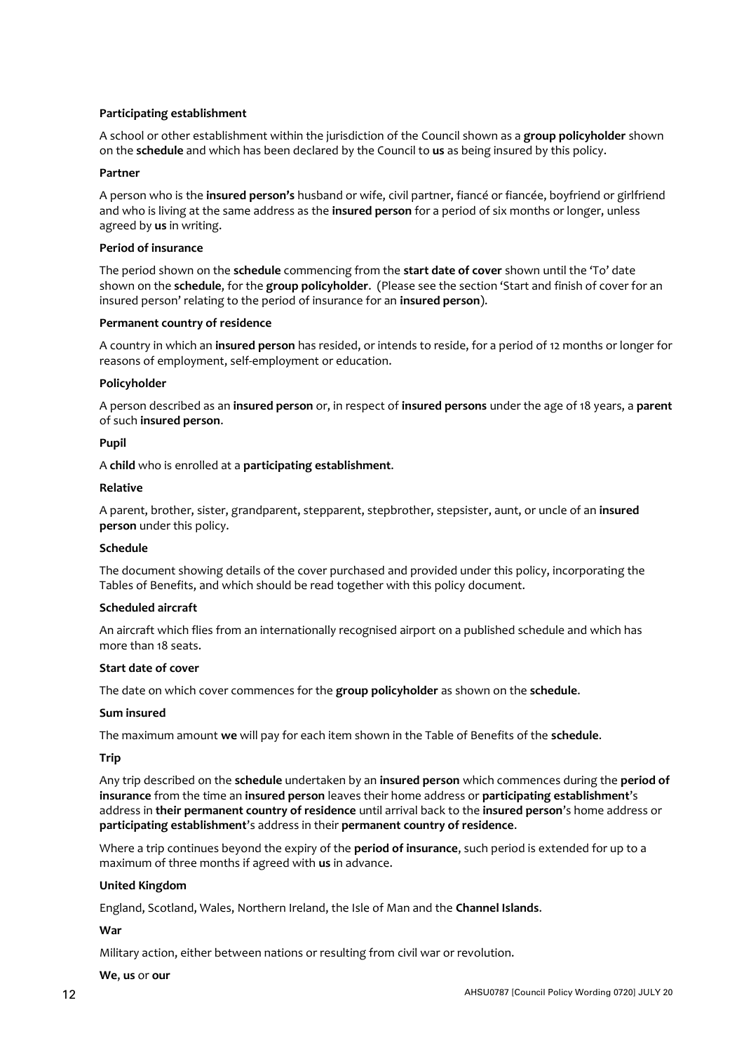**Participating establishment**

A school or other establishment within the jurisdiction of the Council shown as a **group policyholder** shown on the **schedule** and which has been declared by the Council to **us** as being insured by this policy.

**Partner**

A person who is the **insured person's** husband or wife, civil partner, fiancé or fiancée, boyfriend or girlfriend and who is living at the same address as the **insured person** for a period of six months or longer, unless agreed by **us** in writing.

**Period of insurance**

The period shown on the **schedule** commencing from the **start date of cover** shown until the 'To' date shown on the **schedule**, for the **group policyholder**. (Please see the section 'Start and finish of cover for an insured person' relating to the period of insurance for an **insured person**).

**Permanent country of residence**

A country in which an **insured person** has resided, or intends to reside, for a period of 12 months or longer for reasons of employment, self-employment or education.

**Policyholder**

A person described as an **insured person** or, in respect of **insured persons** under the age of 18 years, a **parent** of such **insured person**.

**Pupil**

A **child** who is enrolled at a **participating establishment**.

**Relative**

A parent, brother, sister, grandparent, stepparent, stepbrother, stepsister, aunt, or uncle of an **insured person** under this policy.

**Schedule**

The document showing details of the cover purchased and provided under this policy, incorporating the Tables of Benefits, and which should be read together with this policy document.

**Scheduled aircraft**

An aircraft which flies from an internationally recognised airport on a published schedule and which has more than 18 seats.

**Start date of cover**

The date on which cover commences for the **group policyholder** as shown on the **schedule**.

**Sum insured**

The maximum amount **we** will pay for each item shown in the Table of Benefits of the **schedule**.

**Trip**

Any trip described on the **schedule** undertaken by an **insured person** which commences during the **period of insurance** from the time an **insured person** leaves their home address or **participating establishment**'s address in **their permanent country of residence** until arrival back to the **insured person**'s home address or **participating establishment**'s address in their **permanent country of residence**.

Where a trip continues beyond the expiry of the **period of insurance**, such period is extended for up to a maximum of three months if agreed with **us** in advance.

**United Kingdom**

England, Scotland, Wales, Northern Ireland, the Isle of Man and the **Channel Islands**.

**War**

Military action, either between nations or resulting from civil war or revolution.

**We**, **us** or **our**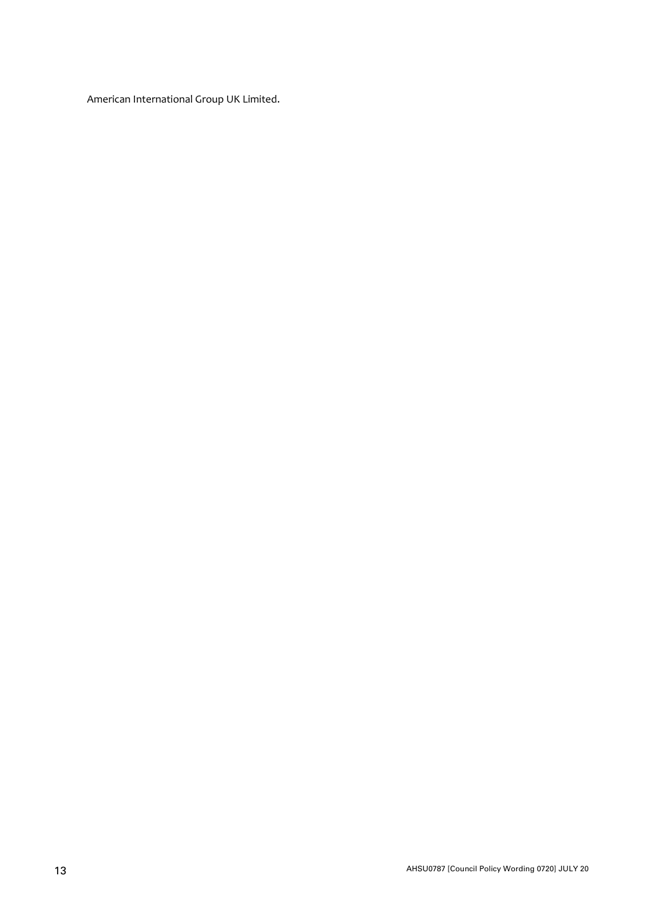American International Group UK Limited.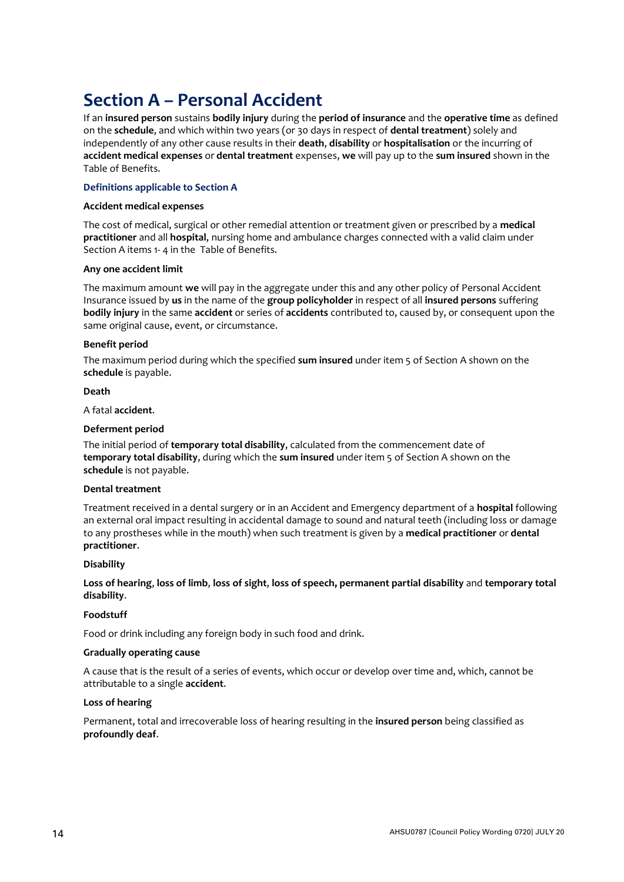# Section A – Personal Accident

If an **insured person** sustains **bodily injury** during the **period of insurance** and the **operative time** as defined on the **schedule**, and which within two years (or 30 days in respect of **dental treatment**) solely and independently of any other cause results in their **death**, **disability** or **hospitalisation** or the incurring of **accident medical expenses** or **dental treatment** expenses, **we** will pay up to the **sum insured** shown in the Table of Benefits.

### Definitions applicable to Section A

**Accident medical expenses**

The cost of medical, surgical or other remedial attention or treatment given or prescribed by a **medical practitioner** and all **hospital**, nursing home and ambulance charges connected with a valid claim under Section A items 1- 4 in the Table of Benefits.

**Any one accident limit**

The maximum amount **we** will pay in the aggregate under this and any other policy of Personal Accident Insurance issued by **us** in the name of the **group policyholder** in respect of all **insured persons** suffering **bodily injury** in the same **accident** or series of **accidents** contributed to, caused by, or consequent upon the same original cause, event, or circumstance.

**Benefit period**

The maximum period during which the specified **sum insured** under item 5 of Section A shown on the **schedule** is payable.

**Death**

A fatal **accident**.

**Deferment period**

The initial period of **temporary total disability**, calculated from the commencement date of **temporary total disability**, during which the **sum insured** under item 5 of Section A shown on the **schedule** is not payable.

**Dental treatment**

Treatment received in a dental surgery or in an Accident and Emergency department of a **hospital** following an external oral impact resulting in accidental damage to sound and natural teeth (including loss or damage to any prostheses while in the mouth) when such treatment is given by a **medical practitioner** or **dental practitioner**.

**Disability**

**Loss of hearing**, **loss of limb**, **loss of sight**, **loss of speech, permanent partial disability** and **temporary total disability**.

**Foodstuff**

Food or drink including any foreign body in such food and drink.

**Gradually operating cause**

A cause that is the result of a series of events, which occur or develop over time and, which, cannot be attributable to a single **accident**.

**Loss of hearing**

Permanent, total and irrecoverable loss of hearing resulting in the **insured person** being classified as **profoundly deaf**.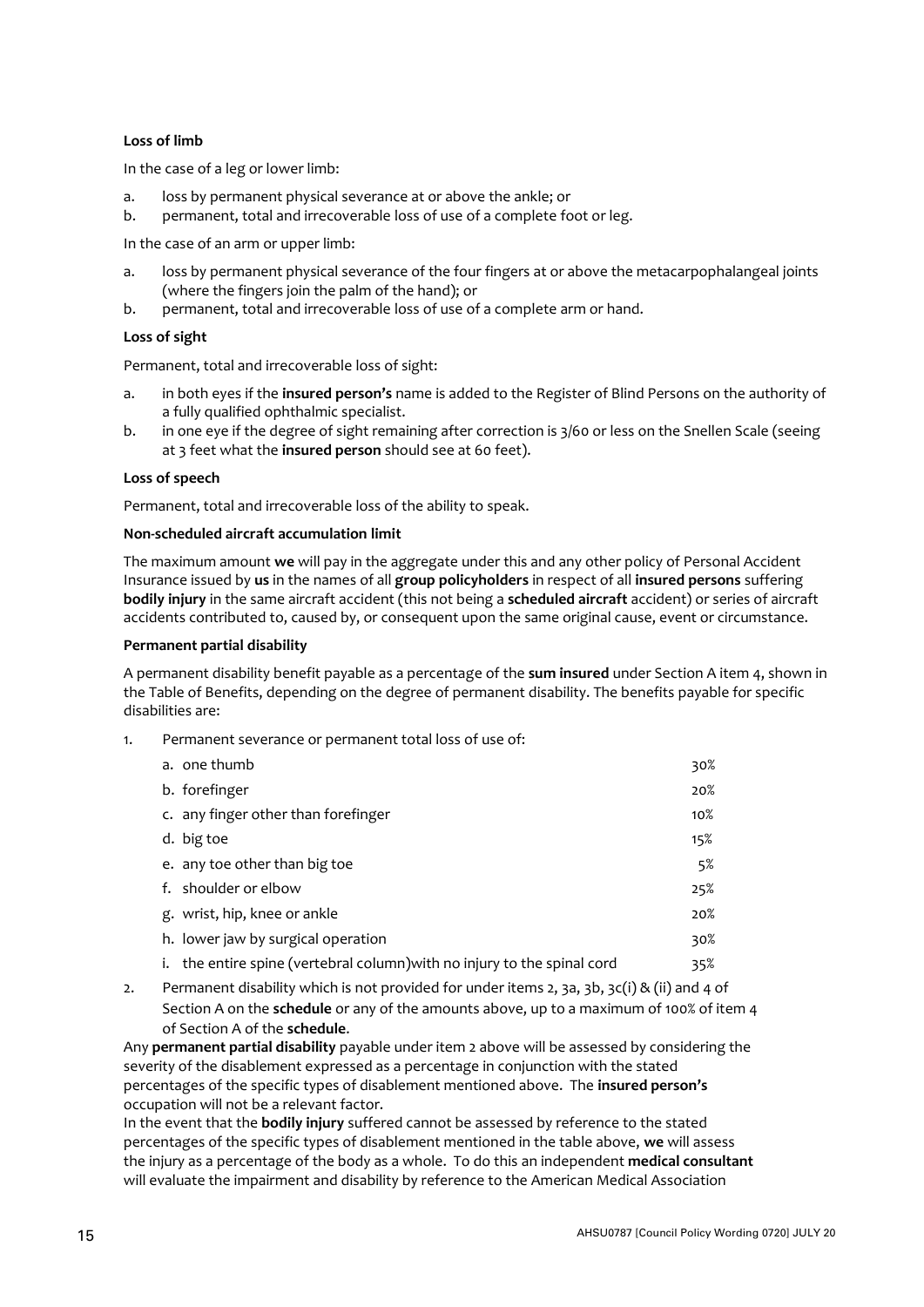**Loss of limb**

In the case of a leg or lower limb:

a. loss by permanent physical severance at or above the ankle; or
b. permanent, total and irrecoverable loss of use of a complete foot or leg.

In the case of an arm or upper limb:

a. loss by permanent physical severance of the four fingers at or above the metacarpophalangeal joints (where the fingers join the palm of the hand); or
b. permanent, total and irrecoverable loss of use of a complete arm or hand.

**Loss of sight**

Permanent, total and irrecoverable loss of sight:

a. in both eyes if the **insured person's** name is added to the Register of Blind Persons on the authority of a fully qualified ophthalmic specialist.
b. in one eye if the degree of sight remaining after correction is 3/60 or less on the Snellen Scale (seeing at 3 feet what the **insured person** should see at 60 feet).

**Loss of speech**

Permanent, total and irrecoverable loss of the ability to speak.

**Non-scheduled aircraft accumulation limit**

The maximum amount **we** will pay in the aggregate under this and any other policy of Personal Accident Insurance issued by **us** in the names of all **group policyholders** in respect of all **insured persons** suffering **bodily injury** in the same aircraft accident (this not being a **scheduled aircraft** accident) or series of aircraft accidents contributed to, caused by, or consequent upon the same original cause, event or circumstance.

**Permanent partial disability**

A permanent disability benefit payable as a percentage of the **sum insured** under Section A item 4, shown in the Table of Benefits, depending on the degree of permanent disability. The benefits payable for specific disabilities are:

1. Permanent severance or permanent total loss of use of:

| | |
|---|---|
| a. one thumb | 30% |
| b. forefinger | 20% |
| c. any finger other than forefinger | 10% |
| d. big toe | 15% |
| e. any toe other than big toe | 5% |
| f. shoulder or elbow | 25% |
| g. wrist, hip, knee or ankle | 20% |
| h. lower jaw by surgical operation | 30% |
| i. the entire spine (vertebral column)with no injury to the spinal cord | 35% |

2. Permanent disability which is not provided for under items 2, 3a, 3b, 3c(i) & (ii) and 4 of Section A on the **schedule** or any of the amounts above, up to a maximum of 100% of item 4 of Section A of the **schedule**.

Any **permanent partial disability** payable under item 2 above will be assessed by considering the severity of the disablement expressed as a percentage in conjunction with the stated percentages of the specific types of disablement mentioned above. The **insured person's** occupation will not be a relevant factor.

In the event that the **bodily injury** suffered cannot be assessed by reference to the stated percentages of the specific types of disablement mentioned in the table above, **we** will assess the injury as a percentage of the body as a whole. To do this an independent **medical consultant** will evaluate the impairment and disability by reference to the American Medical Association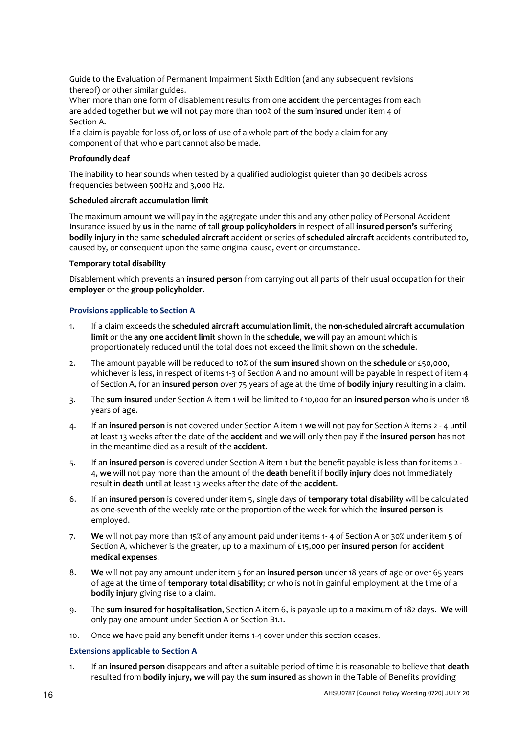Guide to the Evaluation of Permanent Impairment Sixth Edition (and any subsequent revisions thereof) or other similar guides.

When more than one form of disablement results from one **accident** the percentages from each are added together but **we** will not pay more than 100% of the **sum insured** under item 4 of Section A.

If a claim is payable for loss of, or loss of use of a whole part of the body a claim for any component of that whole part cannot also be made.

**Profoundly deaf**

The inability to hear sounds when tested by a qualified audiologist quieter than 90 decibels across frequencies between 500Hz and 3,000 Hz.

**Scheduled aircraft accumulation limit**

The maximum amount **we** will pay in the aggregate under this and any other policy of Personal Accident Insurance issued by **us** in the name of tall **group policyholders** in respect of all **insured person's** suffering **bodily injury** in the same **scheduled aircraft** accident or series of **scheduled aircraft** accidents contributed to, caused by, or consequent upon the same original cause, event or circumstance.

**Temporary total disability**

Disablement which prevents an **insured person** from carrying out all parts of their usual occupation for their **employer** or the **group policyholder**.

### Provisions applicable to Section A

1. If a claim exceeds the **scheduled aircraft accumulation limit**, the **non-scheduled aircraft accumulation limit** or the **any one accident limit** shown in the s**chedule**, **we** will pay an amount which is proportionately reduced until the total does not exceed the limit shown on the **schedule**.
2. The amount payable will be reduced to 10% of the **sum insured** shown on the **schedule** or £50,000, whichever is less, in respect of items 1-3 of Section A and no amount will be payable in respect of item 4 of Section A, for an **insured person** over 75 years of age at the time of **bodily injury** resulting in a claim.
3. The **sum insured** under Section A item 1 will be limited to £10,000 for an **insured person** who is under 18 years of age.
4. If an **insured person** is not covered under Section A item 1 **we** will not pay for Section A items 2 - 4 until at least 13 weeks after the date of the **accident** and **we** will only then pay if the **insured person** has not in the meantime died as a result of the **accident**.
5. If an **insured person** is covered under Section A item 1 but the benefit payable is less than for items 2 - 4, **we** will not pay more than the amount of the **death** benefit if **bodily injury** does not immediately result in **death** until at least 13 weeks after the date of the **accident**.
6. If an **insured person** is covered under item 5, single days of **temporary total disability** will be calculated as one-seventh of the weekly rate or the proportion of the week for which the **insured person** is employed.
7. **We** will not pay more than 15% of any amount paid under items 1- 4 of Section A or 30% under item 5 of Section A, whichever is the greater, up to a maximum of £15,000 per **insured person** for **accident medical expenses**.
8. **We** will not pay any amount under item 5 for an **insured person** under 18 years of age or over 65 years of age at the time of **temporary total disability**; or who is not in gainful employment at the time of a **bodily injury** giving rise to a claim.
9. The **sum insured** for **hospitalisation**, Section A item 6, is payable up to a maximum of 182 days. **We** will only pay one amount under Section A or Section B1.1.
10. Once **we** have paid any benefit under items 1-4 cover under this section ceases.

### Extensions applicable to Section A

1. If an **insured person** disappears and after a suitable period of time it is reasonable to believe that **death** resulted from **bodily injury, we** will pay the **sum insured** as shown in the Table of Benefits providing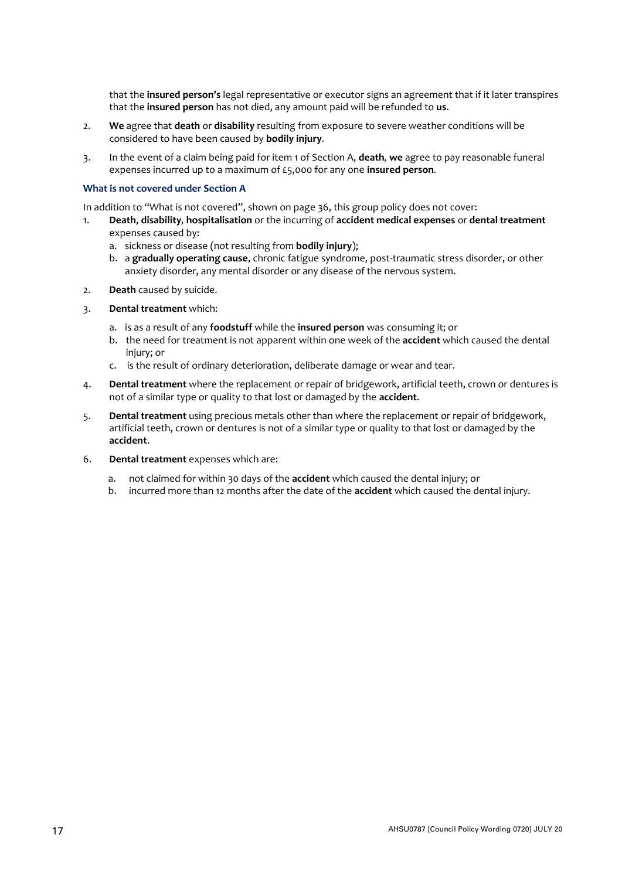that the **insured person's** legal representative or executor signs an agreement that if it later transpires that the **insured person** has not died, any amount paid will be refunded to **us**.

2. **We** agree that **death** or **disability** resulting from exposure to severe weather conditions will be considered to have been caused by **bodily injury**.
3. In the event of a claim being paid for item 1 of Section A, **death**, **we** agree to pay reasonable funeral expenses incurred up to a maximum of £5,000 for any one **insured person**.

### What is not covered under Section A

In addition to "What is not covered", shown on page 36, this group policy does not cover:

1. **Death**, **disability**, **hospitalisation** or the incurring of **accident medical expenses** or **dental treatment** expenses caused by:
   a. sickness or disease (not resulting from **bodily injury**);
   b. a **gradually operating cause**, chronic fatigue syndrome, post-traumatic stress disorder, or other anxiety disorder, any mental disorder or any disease of the nervous system.
2. **Death** caused by suicide.
3. **Dental treatment** which:
   a. is as a result of any **foodstuff** while the **insured person** was consuming it; or
   b. the need for treatment is not apparent within one week of the **accident** which caused the dental injury; or
   c. is the result of ordinary deterioration, deliberate damage or wear and tear.
4. **Dental treatment** where the replacement or repair of bridgework, artificial teeth, crown or dentures is not of a similar type or quality to that lost or damaged by the **accident**.
5. **Dental treatment** using precious metals other than where the replacement or repair of bridgework, artificial teeth, crown or dentures is not of a similar type or quality to that lost or damaged by the **accident**.
6. **Dental treatment** expenses which are:
   a. not claimed for within 30 days of the **accident** which caused the dental injury; or
   b. incurred more than 12 months after the date of the **accident** which caused the dental injury.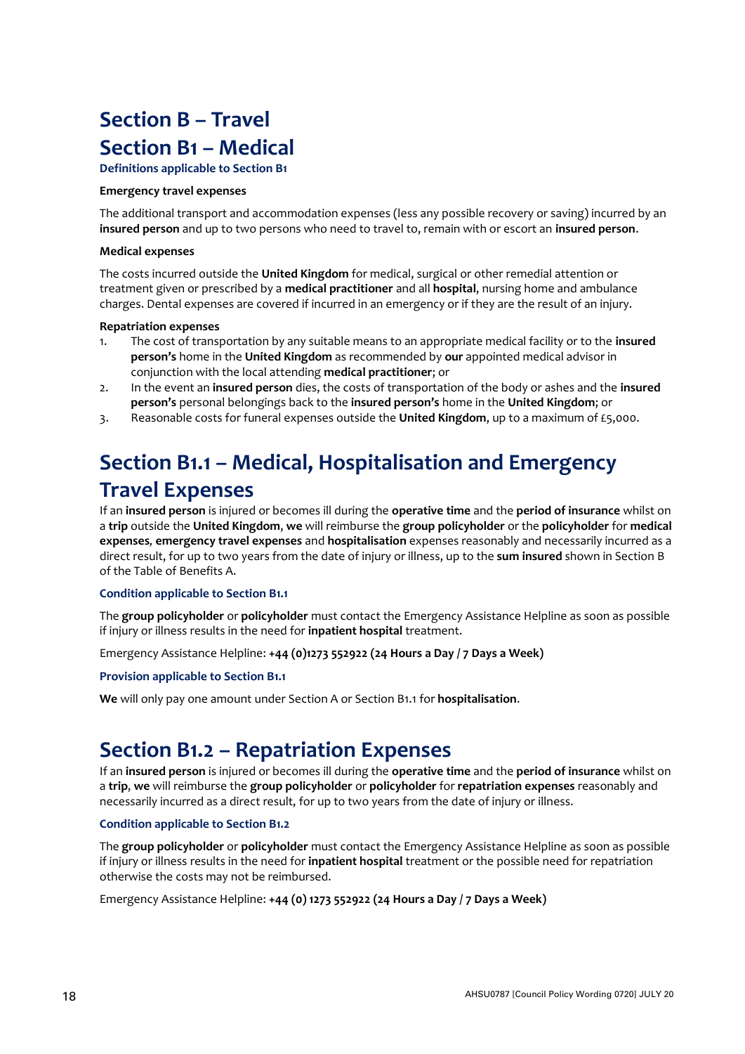# Section B – Travel

# Section B1 – Medical

### Definitions applicable to Section B1

**Emergency travel expenses**

The additional transport and accommodation expenses (less any possible recovery or saving) incurred by an **insured person** and up to two persons who need to travel to, remain with or escort an **insured person**.

**Medical expenses**

The costs incurred outside the **United Kingdom** for medical, surgical or other remedial attention or treatment given or prescribed by a **medical practitioner** and all **hospital**, nursing home and ambulance charges. Dental expenses are covered if incurred in an emergency or if they are the result of an injury.

**Repatriation expenses**

1. The cost of transportation by any suitable means to an appropriate medical facility or to the **insured person's** home in the **United Kingdom** as recommended by **our** appointed medical advisor in conjunction with the local attending **medical practitioner**; or
2. In the event an **insured person** dies, the costs of transportation of the body or ashes and the **insured person's** personal belongings back to the **insured person's** home in the **United Kingdom**; or
3. Reasonable costs for funeral expenses outside the **United Kingdom**, up to a maximum of £5,000.

## Section B1.1 – Medical, Hospitalisation and Emergency Travel Expenses

If an **insured person** is injured or becomes ill during the **operative time** and the **period of insurance** whilst on a **trip** outside the **United Kingdom**, **we** will reimburse the **group policyholder** or the **policyholder** for **medical expenses**, **emergency travel expenses** and **hospitalisation** expenses reasonably and necessarily incurred as a direct result, for up to two years from the date of injury or illness, up to the **sum insured** shown in Section B of the Table of Benefits A.

### Condition applicable to Section B1.1

The **group policyholder** or **policyholder** must contact the Emergency Assistance Helpline as soon as possible if injury or illness results in the need for **inpatient hospital** treatment.

Emergency Assistance Helpline: **+44 (0)1273 552922 (24 Hours a Day / 7 Days a Week)**

### Provision applicable to Section B1.1

**We** will only pay one amount under Section A or Section B1.1 for **hospitalisation**.

## Section B1.2 – Repatriation Expenses

If an **insured person** is injured or becomes ill during the **operative time** and the **period of insurance** whilst on a **trip**, **we** will reimburse the **group policyholder** or **policyholder** for **repatriation expenses** reasonably and necessarily incurred as a direct result, for up to two years from the date of injury or illness.

### Condition applicable to Section B1.2

The **group policyholder** or **policyholder** must contact the Emergency Assistance Helpline as soon as possible if injury or illness results in the need for **inpatient hospital** treatment or the possible need for repatriation otherwise the costs may not be reimbursed.

Emergency Assistance Helpline: **+44 (0) 1273 552922 (24 Hours a Day / 7 Days a Week)**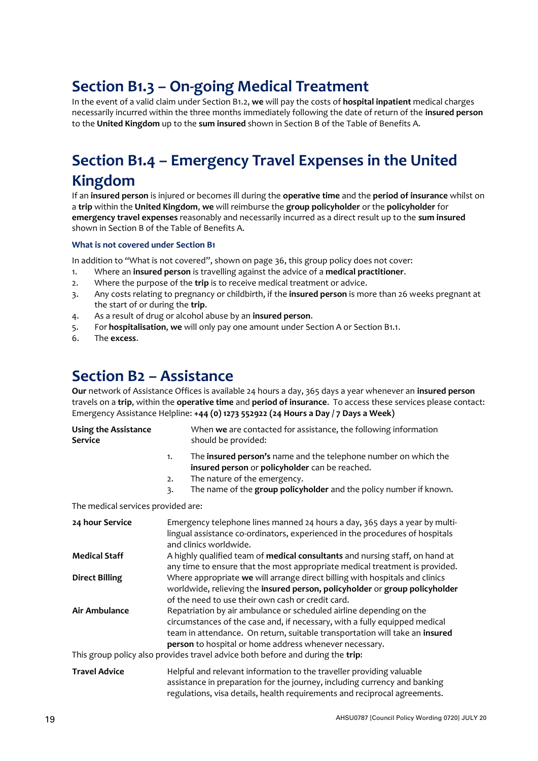## Section B1.3 – On-going Medical Treatment

In the event of a valid claim under Section B1.2, **we** will pay the costs of **hospital inpatient** medical charges necessarily incurred within the three months immediately following the date of return of the **insured person** to the **United Kingdom** up to the **sum insured** shown in Section B of the Table of Benefits A.

## Section B1.4 – Emergency Travel Expenses in the United Kingdom

If an **insured person** is injured or becomes ill during the **operative time** and the **period of insurance** whilst on a **trip** within the **United Kingdom**, **we** will reimburse the **group policyholder** or the **policyholder** for **emergency travel expenses** reasonably and necessarily incurred as a direct result up to the **sum insured** shown in Section B of the Table of Benefits A.

#### What is not covered under Section B1

In addition to "What is not covered", shown on page 36, this group policy does not cover:

1. Where an **insured person** is travelling against the advice of a **medical practitioner**.
2. Where the purpose of the **trip** is to receive medical treatment or advice.
3. Any costs relating to pregnancy or childbirth, if the **insured person** is more than 26 weeks pregnant at the start of or during the **trip**.
4. As a result of drug or alcohol abuse by an **insured person**.
5. For **hospitalisation**, **we** will only pay one amount under Section A or Section B1.1.
6. The **excess**.

## Section B2 – Assistance

**Our** network of Assistance Offices is available 24 hours a day, 365 days a year whenever an **insured person** travels on a **trip**, within the **operative time** and **period of insurance**. To access these services please contact: Emergency Assistance Helpline: **+44 (0) 1273 552922 (24 Hours a Day / 7 Days a Week)**

**Using the Assistance Service**

When **we** are contacted for assistance, the following information should be provided:

1. The **insured person's** name and the telephone number on which the **insured person** or **policyholder** can be reached.
2. The nature of the emergency.
3. The name of the **group policyholder** and the policy number if known.

The medical services provided are:

**24 hour Service** – Emergency telephone lines manned 24 hours a day, 365 days a year by multi-lingual assistance co-ordinators, experienced in the procedures of hospitals and clinics worldwide.

**Medical Staff** – A highly qualified team of **medical consultants** and nursing staff, on hand at any time to ensure that the most appropriate medical treatment is provided.

**Direct Billing** – Where appropriate **we** will arrange direct billing with hospitals and clinics worldwide, relieving the **insured person, policyholder** or **group policyholder** of the need to use their own cash or credit card.

**Air Ambulance** – Repatriation by air ambulance or scheduled airline depending on the circumstances of the case and, if necessary, with a fully equipped medical team in attendance. On return, suitable transportation will take an **insured person** to hospital or home address whenever necessary.

This group policy also provides travel advice both before and during the **trip**:

**Travel Advice** – Helpful and relevant information to the traveller providing valuable assistance in preparation for the journey, including currency and banking regulations, visa details, health requirements and reciprocal agreements.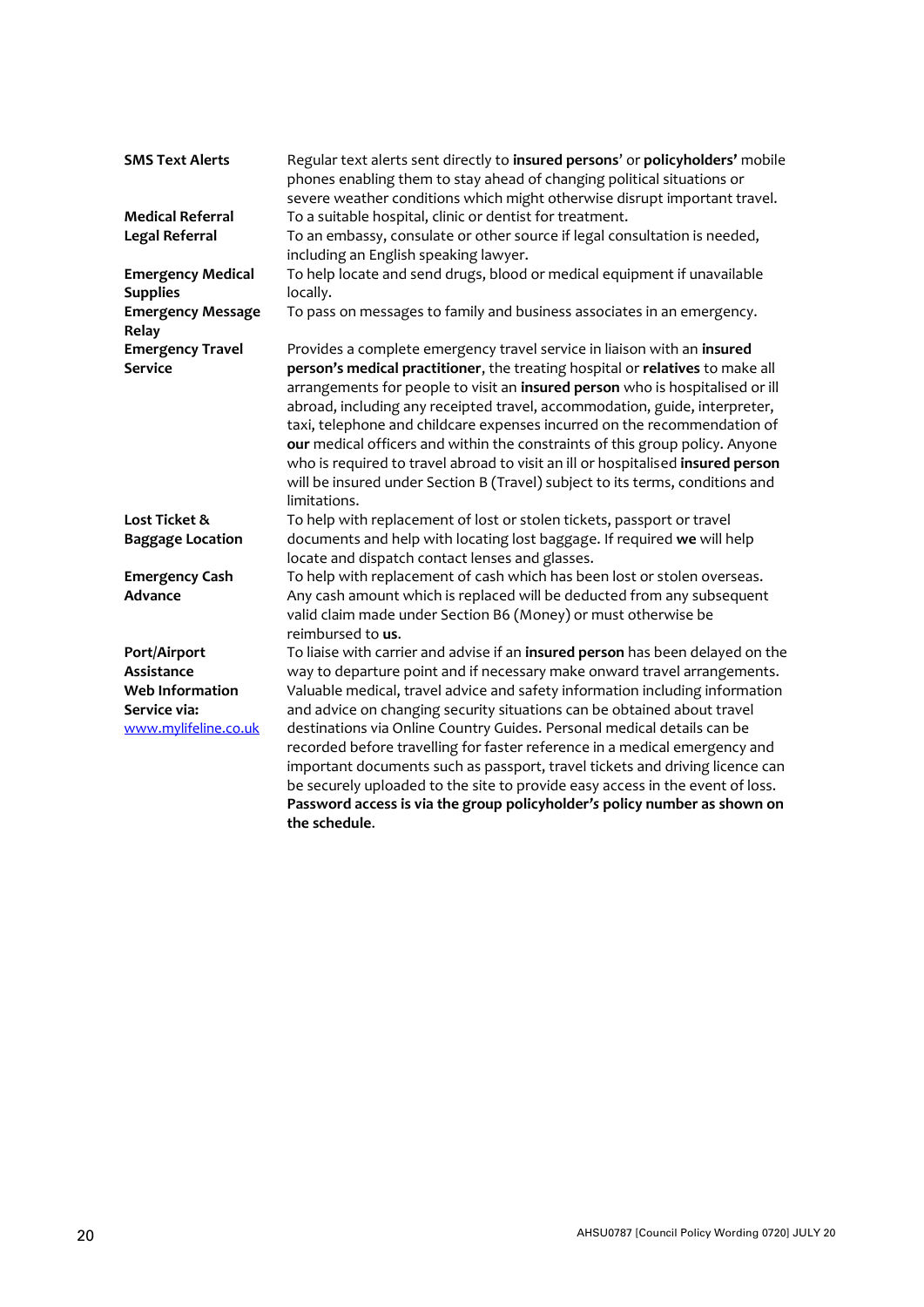| | |
|---|---|
| **SMS Text Alerts** | Regular text alerts sent directly to **insured persons**' or **policyholders'** mobile phones enabling them to stay ahead of changing political situations or severe weather conditions which might otherwise disrupt important travel. |
| **Medical Referral** | To a suitable hospital, clinic or dentist for treatment. |
| **Legal Referral** | To an embassy, consulate or other source if legal consultation is needed, including an English speaking lawyer. |
| **Emergency Medical Supplies** | To help locate and send drugs, blood or medical equipment if unavailable locally. |
| **Emergency Message Relay** | To pass on messages to family and business associates in an emergency. |
| **Emergency Travel Service** | Provides a complete emergency travel service in liaison with an **insured person's medical practitioner**, the treating hospital or **relatives** to make all arrangements for people to visit an **insured person** who is hospitalised or ill abroad, including any receipted travel, accommodation, guide, interpreter, taxi, telephone and childcare expenses incurred on the recommendation of **our** medical officers and within the constraints of this group policy. Anyone who is required to travel abroad to visit an ill or hospitalised **insured person** will be insured under Section B (Travel) subject to its terms, conditions and limitations. |
| **Lost Ticket & Baggage Location** | To help with replacement of lost or stolen tickets, passport or travel documents and help with locating lost baggage. If required **we** will help locate and dispatch contact lenses and glasses. |
| **Emergency Cash Advance** | To help with replacement of cash which has been lost or stolen overseas. Any cash amount which is replaced will be deducted from any subsequent valid claim made under Section B6 (Money) or must otherwise be reimbursed to **us**. |
| **Port/Airport Assistance** | To liaise with carrier and advise if an **insured person** has been delayed on the way to departure point and if necessary make onward travel arrangements. |
| **Web Information Service via:** [www.mylifeline.co.uk](http://www.mylifeline.co.uk) | Valuable medical, travel advice and safety information including information and advice on changing security situations can be obtained about travel destinations via Online Country Guides. Personal medical details can be recorded before travelling for faster reference in a medical emergency and important documents such as passport, travel tickets and driving licence can be securely uploaded to the site to provide easy access in the event of loss. **Password access is via the group policyholder's policy number as shown on the schedule**. |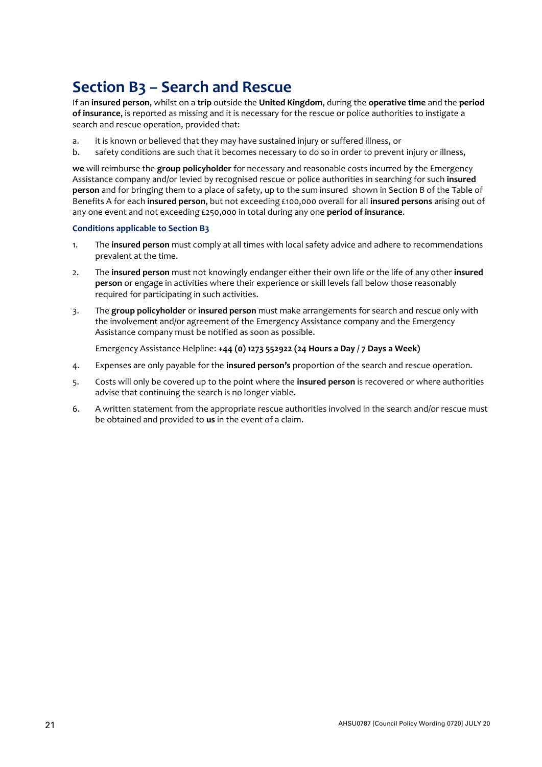# Section B3 – Search and Rescue

If an **insured person**, whilst on a **trip** outside the **United Kingdom**, during the **operative time** and the **period of insurance**, is reported as missing and it is necessary for the rescue or police authorities to instigate a search and rescue operation, provided that:

a. it is known or believed that they may have sustained injury or suffered illness, or
b. safety conditions are such that it becomes necessary to do so in order to prevent injury or illness,

**we** will reimburse the **group policyholder** for necessary and reasonable costs incurred by the Emergency Assistance company and/or levied by recognised rescue or police authorities in searching for such **insured person** and for bringing them to a place of safety, up to the sum insured shown in Section B of the Table of Benefits A for each **insured person**, but not exceeding £100,000 overall for all **insured persons** arising out of any one event and not exceeding £250,000 in total during any one **period of insurance**.

### Conditions applicable to Section B3

1. The **insured person** must comply at all times with local safety advice and adhere to recommendations prevalent at the time.
2. The **insured person** must not knowingly endanger either their own life or the life of any other **insured person** or engage in activities where their experience or skill levels fall below those reasonably required for participating in such activities.
3. The **group policyholder** or **insured person** must make arrangements for search and rescue only with the involvement and/or agreement of the Emergency Assistance company and the Emergency Assistance company must be notified as soon as possible.

   Emergency Assistance Helpline: **+44 (0) 1273 552922 (24 Hours a Day / 7 Days a Week)**

4. Expenses are only payable for the **insured person's** proportion of the search and rescue operation.
5. Costs will only be covered up to the point where the **insured person** is recovered or where authorities advise that continuing the search is no longer viable.
6. A written statement from the appropriate rescue authorities involved in the search and/or rescue must be obtained and provided to **us** in the event of a claim.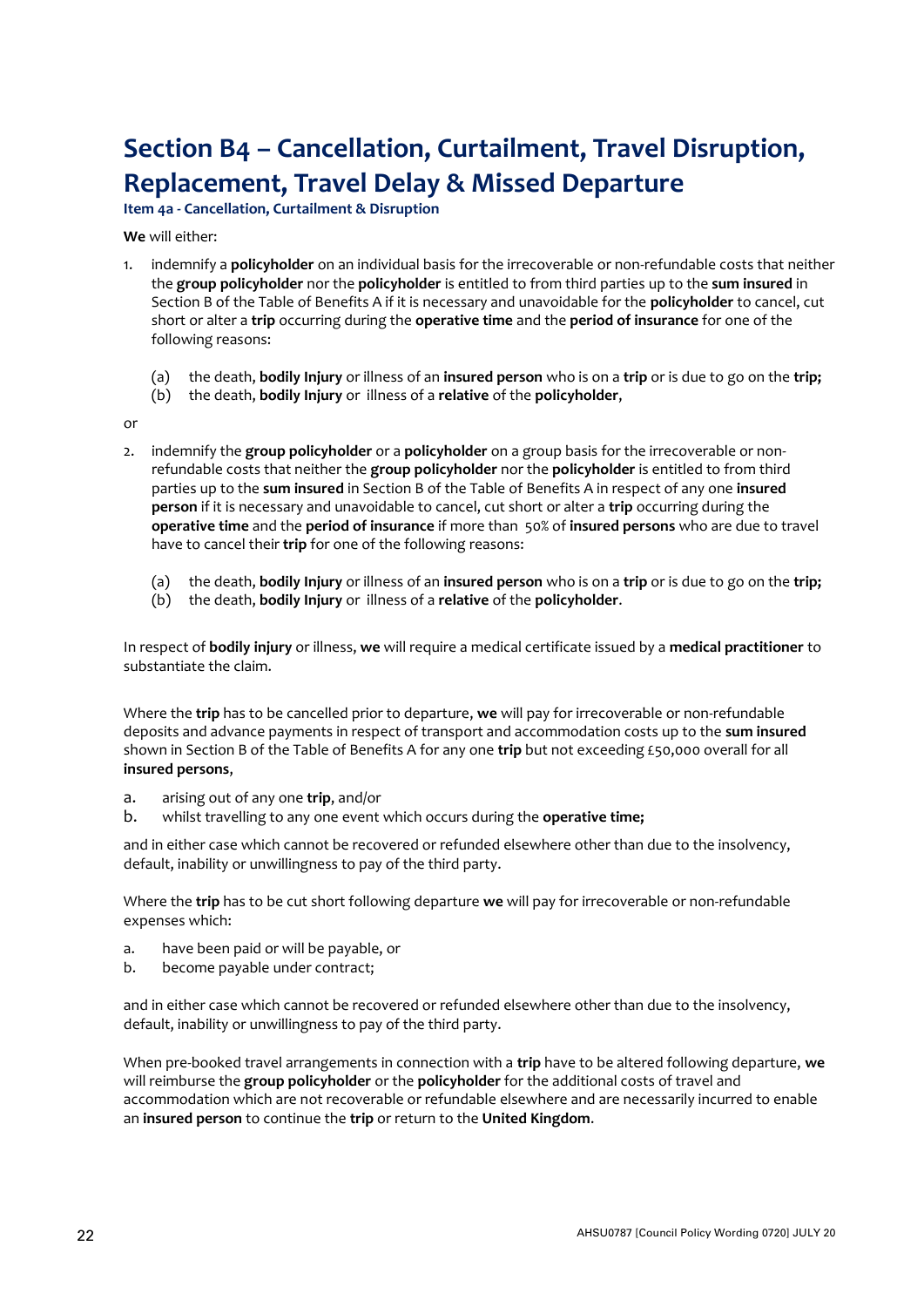# Section B4 – Cancellation, Curtailment, Travel Disruption, Replacement, Travel Delay & Missed Departure

**Item 4a - Cancellation, Curtailment & Disruption**

**We** will either:

1. indemnify a **policyholder** on an individual basis for the irrecoverable or non-refundable costs that neither the **group policyholder** nor the **policyholder** is entitled to from third parties up to the **sum insured** in Section B of the Table of Benefits A if it is necessary and unavoidable for the **policyholder** to cancel, cut short or alter a **trip** occurring during the **operative time** and the **period of insurance** for one of the following reasons:

   (a) the death, **bodily Injury** or illness of an **insured person** who is on a **trip** or is due to go on the **trip;**
   (b) the death, **bodily Injury** or illness of a **relative** of the **policyholder**,

or

2. indemnify the **group policyholder** or a **policyholder** on a group basis for the irrecoverable or non-refundable costs that neither the **group policyholder** nor the **policyholder** is entitled to from third parties up to the **sum insured** in Section B of the Table of Benefits A in respect of any one **insured person** if it is necessary and unavoidable to cancel, cut short or alter a **trip** occurring during the **operative time** and the **period of insurance** if more than 50% of **insured persons** who are due to travel have to cancel their **trip** for one of the following reasons:

   (a) the death, **bodily Injury** or illness of an **insured person** who is on a **trip** or is due to go on the **trip;**
   (b) the death, **bodily Injury** or illness of a **relative** of the **policyholder**.

In respect of **bodily injury** or illness, **we** will require a medical certificate issued by a **medical practitioner** to substantiate the claim.

Where the **trip** has to be cancelled prior to departure, **we** will pay for irrecoverable or non-refundable deposits and advance payments in respect of transport and accommodation costs up to the **sum insured** shown in Section B of the Table of Benefits A for any one **trip** but not exceeding £50,000 overall for all **insured persons**,

a. arising out of any one **trip**, and/or
b. whilst travelling to any one event which occurs during the **operative time;**

and in either case which cannot be recovered or refunded elsewhere other than due to the insolvency, default, inability or unwillingness to pay of the third party.

Where the **trip** has to be cut short following departure **we** will pay for irrecoverable or non-refundable expenses which:

a. have been paid or will be payable, or
b. become payable under contract;

and in either case which cannot be recovered or refunded elsewhere other than due to the insolvency, default, inability or unwillingness to pay of the third party.

When pre-booked travel arrangements in connection with a **trip** have to be altered following departure, **we** will reimburse the **group policyholder** or the **policyholder** for the additional costs of travel and accommodation which are not recoverable or refundable elsewhere and are necessarily incurred to enable an **insured person** to continue the **trip** or return to the **United Kingdom**.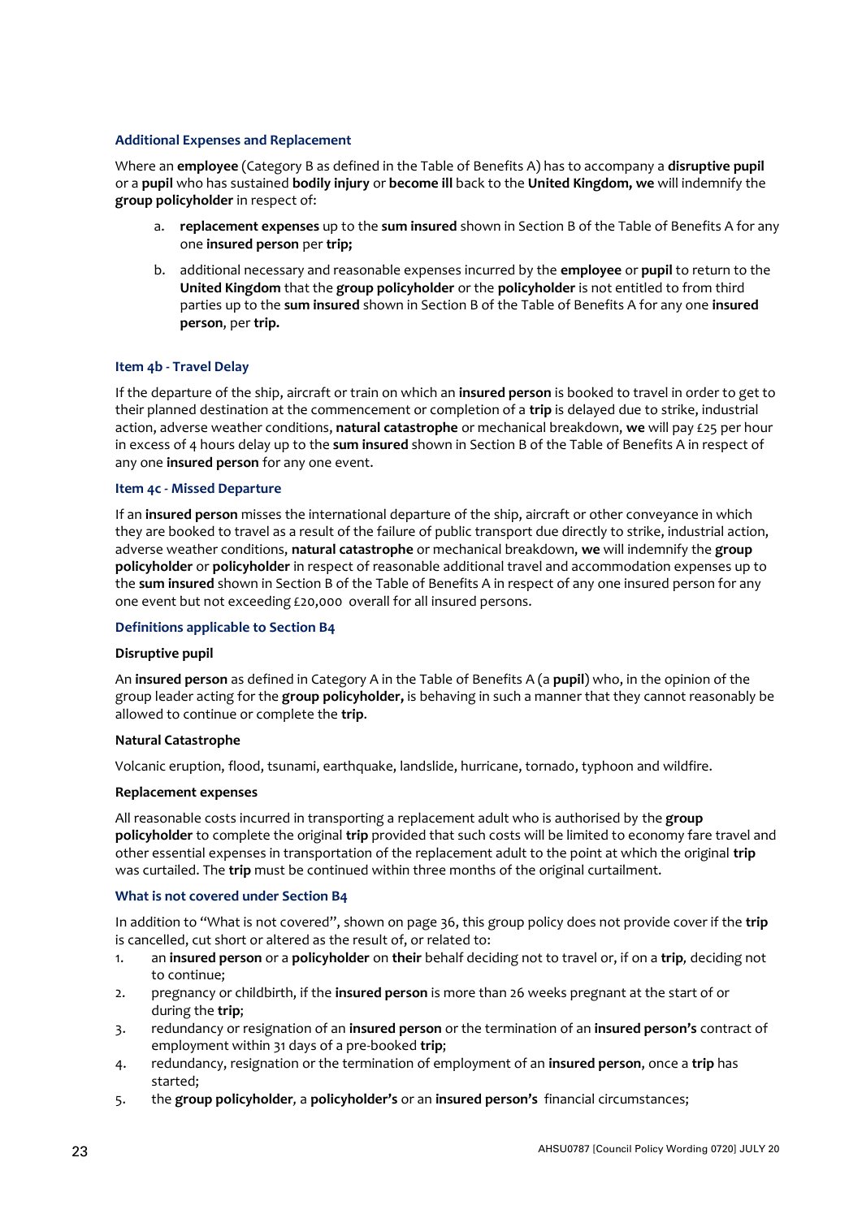### Additional Expenses and Replacement

Where an **employee** (Category B as defined in the Table of Benefits A) has to accompany a **disruptive pupil** or a **pupil** who has sustained **bodily injury** or **become ill** back to the **United Kingdom, we** will indemnify the **group policyholder** in respect of:

a. **replacement expenses** up to the **sum insured** shown in Section B of the Table of Benefits A for any one **insured person** per **trip;**

b. additional necessary and reasonable expenses incurred by the **employee** or **pupil** to return to the **United Kingdom** that the **group policyholder** or the **policyholder** is not entitled to from third parties up to the **sum insured** shown in Section B of the Table of Benefits A for any one **insured person**, per **trip.**

### Item 4b - Travel Delay

If the departure of the ship, aircraft or train on which an **insured person** is booked to travel in order to get to their planned destination at the commencement or completion of a **trip** is delayed due to strike, industrial action, adverse weather conditions, **natural catastrophe** or mechanical breakdown, **we** will pay £25 per hour in excess of 4 hours delay up to the **sum insured** shown in Section B of the Table of Benefits A in respect of any one **insured person** for any one event.

### Item 4c - Missed Departure

If an **insured person** misses the international departure of the ship, aircraft or other conveyance in which they are booked to travel as a result of the failure of public transport due directly to strike, industrial action, adverse weather conditions, **natural catastrophe** or mechanical breakdown, **we** will indemnify the **group policyholder** or **policyholder** in respect of reasonable additional travel and accommodation expenses up to the **sum insured** shown in Section B of the Table of Benefits A in respect of any one insured person for any one event but not exceeding £20,000 overall for all insured persons.

### Definitions applicable to Section B4

**Disruptive pupil**

An **insured person** as defined in Category A in the Table of Benefits A (a **pupil**) who, in the opinion of the group leader acting for the **group policyholder,** is behaving in such a manner that they cannot reasonably be allowed to continue or complete the **trip**.

**Natural Catastrophe**

Volcanic eruption, flood, tsunami, earthquake, landslide, hurricane, tornado, typhoon and wildfire.

**Replacement expenses**

All reasonable costs incurred in transporting a replacement adult who is authorised by the **group policyholder** to complete the original **trip** provided that such costs will be limited to economy fare travel and other essential expenses in transportation of the replacement adult to the point at which the original **trip** was curtailed. The **trip** must be continued within three months of the original curtailment.

### What is not covered under Section B4

In addition to "What is not covered", shown on page 36, this group policy does not provide cover if the **trip** is cancelled, cut short or altered as the result of, or related to:

1. an **insured person** or a **policyholder** on **their** behalf deciding not to travel or, if on a **trip**, deciding not to continue;
2. pregnancy or childbirth, if the **insured person** is more than 26 weeks pregnant at the start of or during the **trip**;
3. redundancy or resignation of an **insured person** or the termination of an **insured person's** contract of employment within 31 days of a pre-booked **trip**;
4. redundancy, resignation or the termination of employment of an **insured person**, once a **trip** has started;
5. the **group policyholder**, a **policyholder's** or an **insured person's** financial circumstances;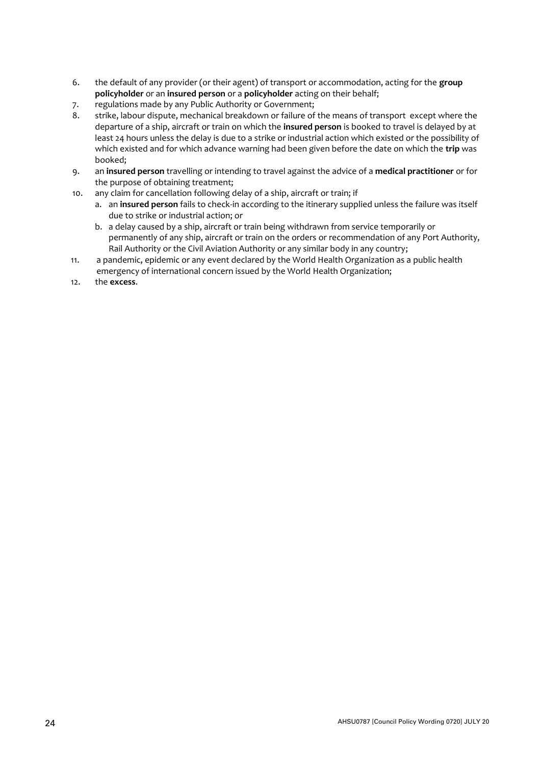6. the default of any provider (or their agent) of transport or accommodation, acting for the **group policyholder** or an **insured person** or a **policyholder** acting on their behalf;
7. regulations made by any Public Authority or Government;
8. strike, labour dispute, mechanical breakdown or failure of the means of transport except where the departure of a ship, aircraft or train on which the **insured person** is booked to travel is delayed by at least 24 hours unless the delay is due to a strike or industrial action which existed or the possibility of which existed and for which advance warning had been given before the date on which the **trip** was booked;
9. an **insured person** travelling or intending to travel against the advice of a **medical practitioner** or for the purpose of obtaining treatment;
10. any claim for cancellation following delay of a ship, aircraft or train; if
    a. an **insured person** fails to check-in according to the itinerary supplied unless the failure was itself due to strike or industrial action; or
    b. a delay caused by a ship, aircraft or train being withdrawn from service temporarily or permanently of any ship, aircraft or train on the orders or recommendation of any Port Authority, Rail Authority or the Civil Aviation Authority or any similar body in any country;
11. a pandemic, epidemic or any event declared by the World Health Organization as a public health emergency of international concern issued by the World Health Organization;
12. the **excess**.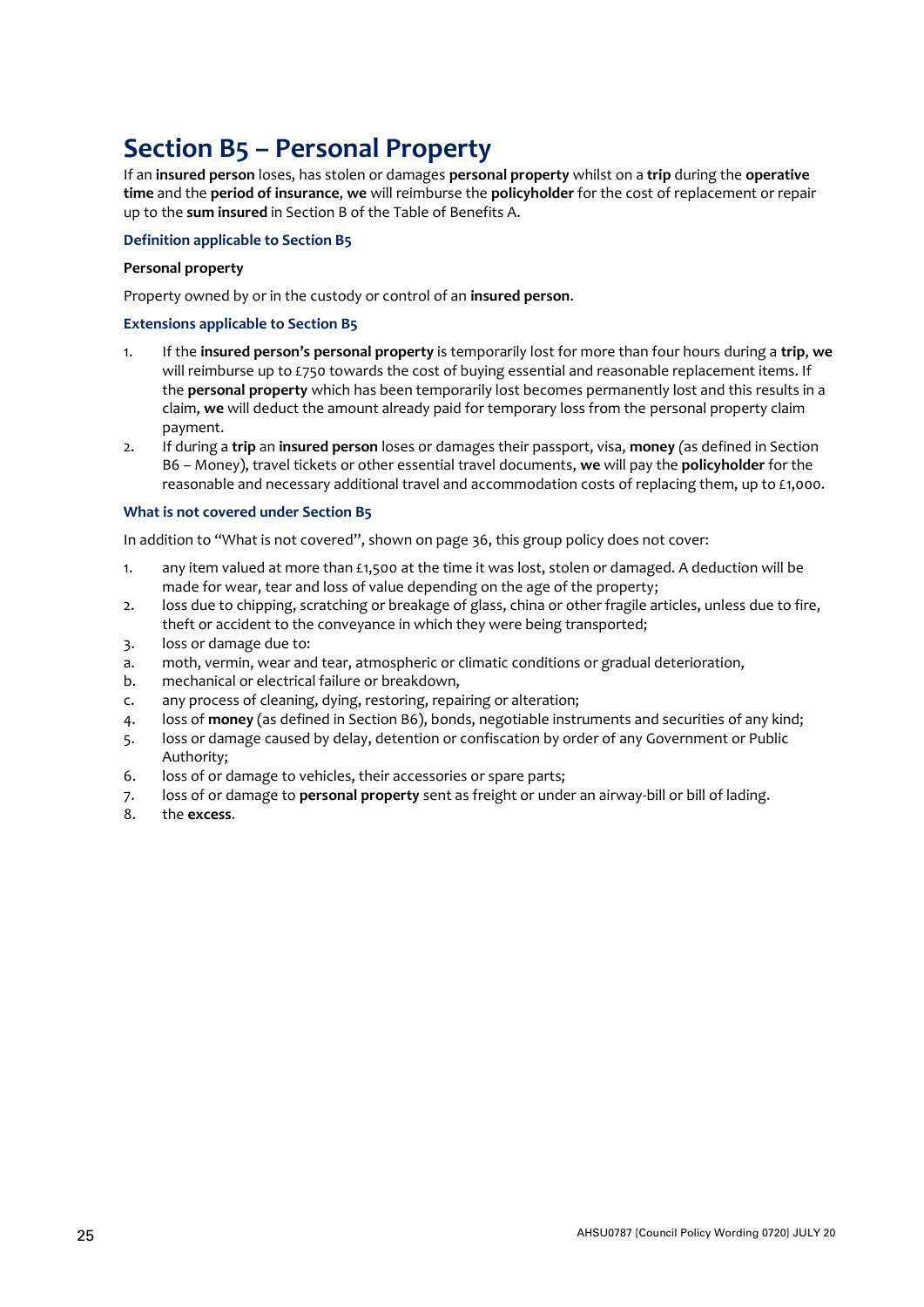# Section B5 – Personal Property

If an **insured person** loses, has stolen or damages **personal property** whilst on a **trip** during the **operative time** and the **period of insurance**, **we** will reimburse the **policyholder** for the cost of replacement or repair up to the **sum insured** in Section B of the Table of Benefits A.

### Definition applicable to Section B5

**Personal property**

Property owned by or in the custody or control of an **insured person**.

### Extensions applicable to Section B5

1. If the **insured person's personal property** is temporarily lost for more than four hours during a **trip**, **we** will reimburse up to £750 towards the cost of buying essential and reasonable replacement items. If the **personal property** which has been temporarily lost becomes permanently lost and this results in a claim, **we** will deduct the amount already paid for temporary loss from the personal property claim payment.
2. If during a **trip** an **insured person** loses or damages their passport, visa, **money** (as defined in Section B6 – Money), travel tickets or other essential travel documents, **we** will pay the **policyholder** for the reasonable and necessary additional travel and accommodation costs of replacing them, up to £1,000.

### What is not covered under Section B5

In addition to "What is not covered", shown on page 36, this group policy does not cover:

1. any item valued at more than £1,500 at the time it was lost, stolen or damaged. A deduction will be made for wear, tear and loss of value depending on the age of the property;
2. loss due to chipping, scratching or breakage of glass, china or other fragile articles, unless due to fire, theft or accident to the conveyance in which they were being transported;
3. loss or damage due to:
   a. moth, vermin, wear and tear, atmospheric or climatic conditions or gradual deterioration,
   b. mechanical or electrical failure or breakdown,
   c. any process of cleaning, dying, restoring, repairing or alteration;
4. loss of **money** (as defined in Section B6), bonds, negotiable instruments and securities of any kind;
5. loss or damage caused by delay, detention or confiscation by order of any Government or Public Authority;
6. loss of or damage to vehicles, their accessories or spare parts;
7. loss of or damage to **personal property** sent as freight or under an airway-bill or bill of lading.
8. the **excess**.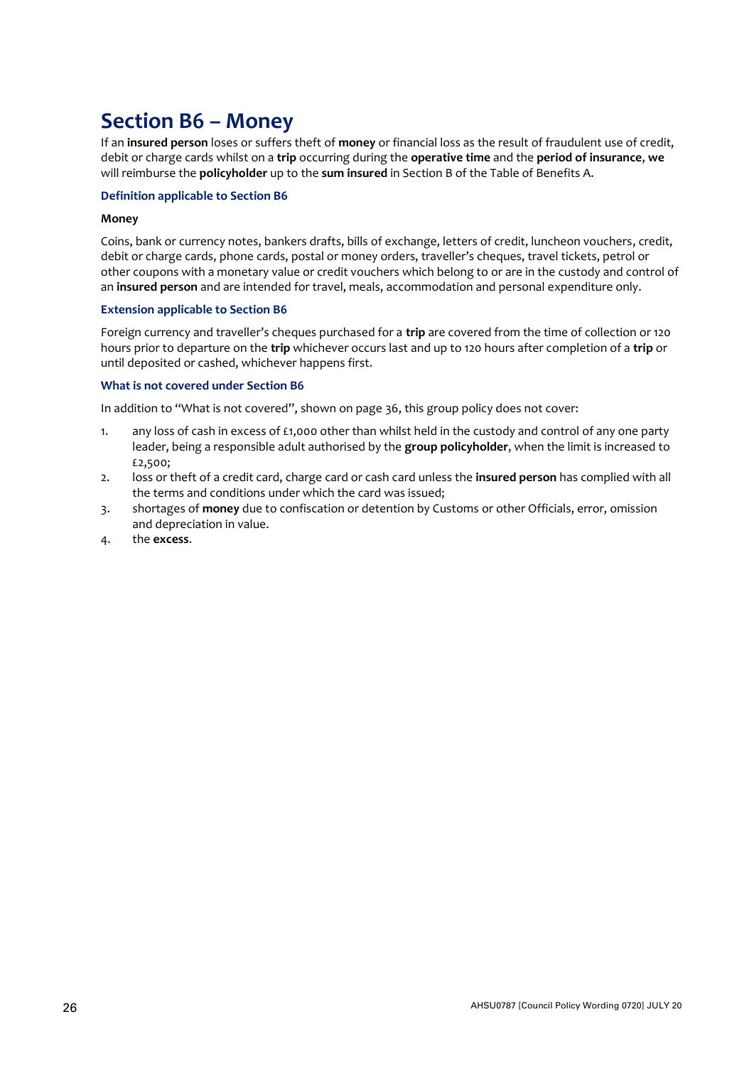# Section B6 – Money

If an **insured person** loses or suffers theft of **money** or financial loss as the result of fraudulent use of credit, debit or charge cards whilst on a **trip** occurring during the **operative time** and the **period of insurance**, **we** will reimburse the **policyholder** up to the **sum insured** in Section B of the Table of Benefits A.

### Definition applicable to Section B6

**Money**

Coins, bank or currency notes, bankers drafts, bills of exchange, letters of credit, luncheon vouchers, credit, debit or charge cards, phone cards, postal or money orders, traveller's cheques, travel tickets, petrol or other coupons with a monetary value or credit vouchers which belong to or are in the custody and control of an **insured person** and are intended for travel, meals, accommodation and personal expenditure only.

### Extension applicable to Section B6

Foreign currency and traveller's cheques purchased for a **trip** are covered from the time of collection or 120 hours prior to departure on the **trip** whichever occurs last and up to 120 hours after completion of a **trip** or until deposited or cashed, whichever happens first.

### What is not covered under Section B6

In addition to "What is not covered", shown on page 36, this group policy does not cover:

1. any loss of cash in excess of £1,000 other than whilst held in the custody and control of any one party leader, being a responsible adult authorised by the **group policyholder**, when the limit is increased to £2,500;
2. loss or theft of a credit card, charge card or cash card unless the **insured person** has complied with all the terms and conditions under which the card was issued;
3. shortages of **money** due to confiscation or detention by Customs or other Officials, error, omission and depreciation in value.
4. the **excess**.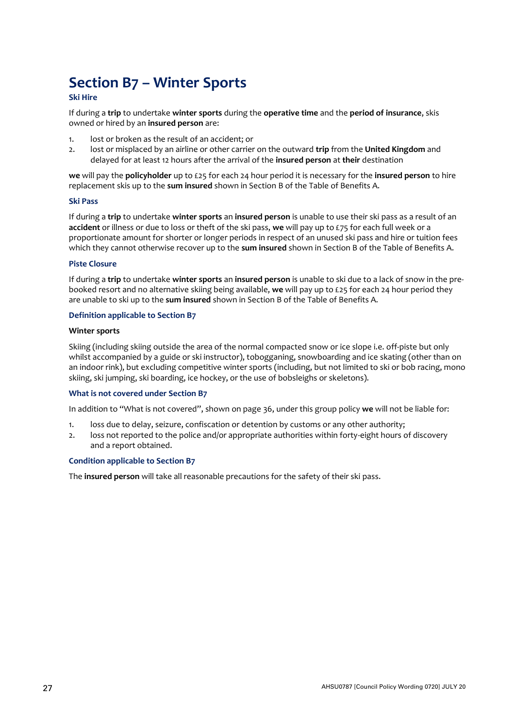# Section B7 – Winter Sports

### Ski Hire

If during a **trip** to undertake **winter sports** during the **operative time** and the **period of insurance**, skis owned or hired by an **insured person** are:

1. lost or broken as the result of an accident; or
2. lost or misplaced by an airline or other carrier on the outward **trip** from the **United Kingdom** and delayed for at least 12 hours after the arrival of the **insured person** at **their** destination

**we** will pay the **policyholder** up to £25 for each 24 hour period it is necessary for the **insured person** to hire replacement skis up to the **sum insured** shown in Section B of the Table of Benefits A.

### Ski Pass

If during a **trip** to undertake **winter sports** an **insured person** is unable to use their ski pass as a result of an **accident** or illness or due to loss or theft of the ski pass, **we** will pay up to £75 for each full week or a proportionate amount for shorter or longer periods in respect of an unused ski pass and hire or tuition fees which they cannot otherwise recover up to the **sum insured** shown in Section B of the Table of Benefits A.

### Piste Closure

If during a **trip** to undertake **winter sports** an **insured person** is unable to ski due to a lack of snow in the pre-booked resort and no alternative skiing being available, **we** will pay up to £25 for each 24 hour period they are unable to ski up to the **sum insured** shown in Section B of the Table of Benefits A.

### Definition applicable to Section B7

**Winter sports**

Skiing (including skiing outside the area of the normal compacted snow or ice slope i.e. off-piste but only whilst accompanied by a guide or ski instructor), tobogganing, snowboarding and ice skating (other than on an indoor rink), but excluding competitive winter sports (including, but not limited to ski or bob racing, mono skiing, ski jumping, ski boarding, ice hockey, or the use of bobsleighs or skeletons).

### What is not covered under Section B7

In addition to “What is not covered”, shown on page 36, under this group policy **we** will not be liable for:

1. loss due to delay, seizure, confiscation or detention by customs or any other authority;
2. loss not reported to the police and/or appropriate authorities within forty-eight hours of discovery and a report obtained.

### Condition applicable to Section B7

The **insured person** will take all reasonable precautions for the safety of their ski pass.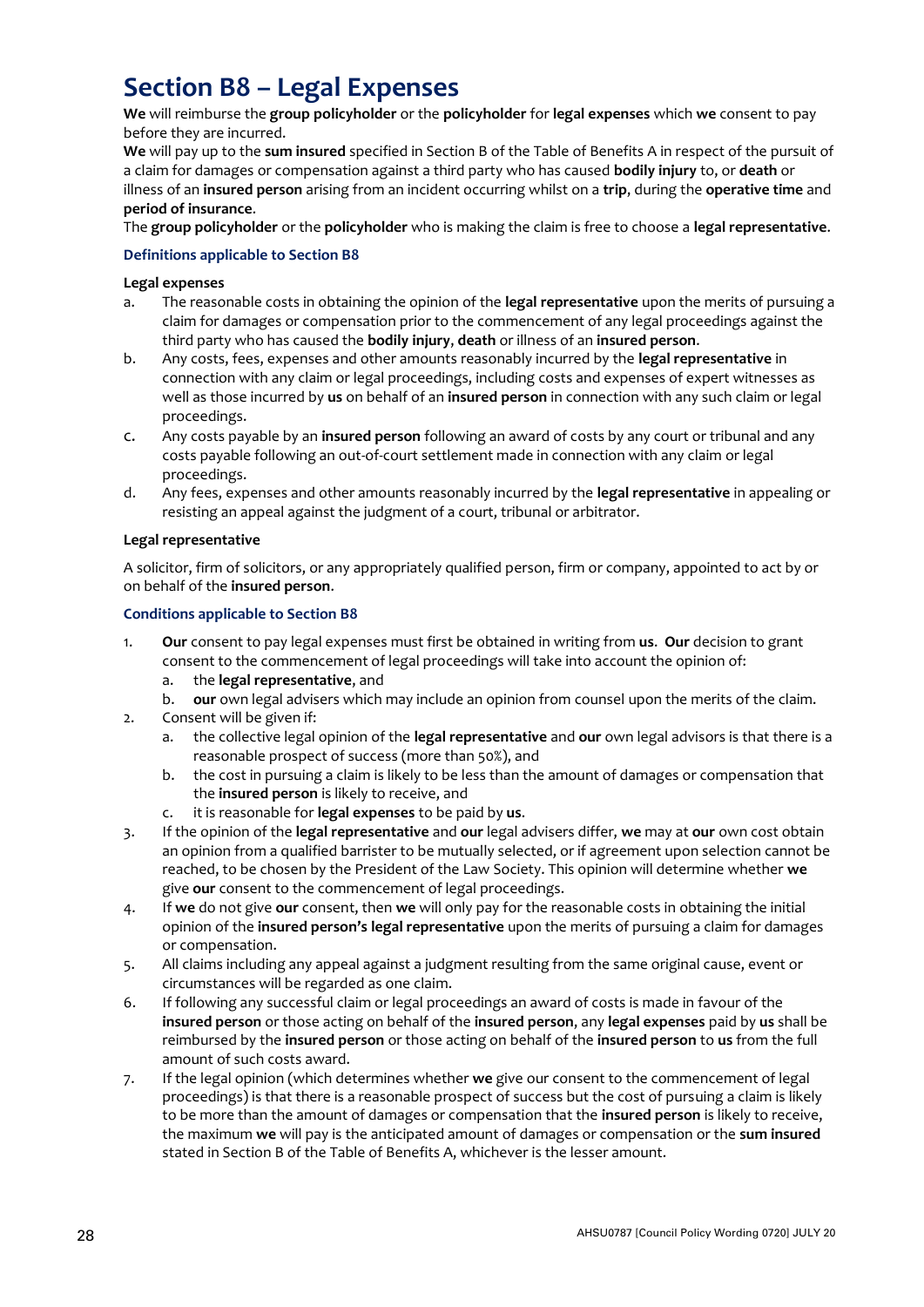# Section B8 – Legal Expenses

**We** will reimburse the **group policyholder** or the **policyholder** for **legal expenses** which **we** consent to pay before they are incurred.

**We** will pay up to the **sum insured** specified in Section B of the Table of Benefits A in respect of the pursuit of a claim for damages or compensation against a third party who has caused **bodily injury** to, or **death** or illness of an **insured person** arising from an incident occurring whilst on a **trip**, during the **operative time** and **period of insurance**.

The **group policyholder** or the **policyholder** who is making the claim is free to choose a **legal representative**.

### Definitions applicable to Section B8

**Legal expenses**

a. The reasonable costs in obtaining the opinion of the **legal representative** upon the merits of pursuing a claim for damages or compensation prior to the commencement of any legal proceedings against the third party who has caused the **bodily injury**, **death** or illness of an **insured person**.

b. Any costs, fees, expenses and other amounts reasonably incurred by the **legal representative** in connection with any claim or legal proceedings, including costs and expenses of expert witnesses as well as those incurred by **us** on behalf of an **insured person** in connection with any such claim or legal proceedings.

c. Any costs payable by an **insured person** following an award of costs by any court or tribunal and any costs payable following an out-of-court settlement made in connection with any claim or legal proceedings.

d. Any fees, expenses and other amounts reasonably incurred by the **legal representative** in appealing or resisting an appeal against the judgment of a court, tribunal or arbitrator.

**Legal representative**

A solicitor, firm of solicitors, or any appropriately qualified person, firm or company, appointed to act by or on behalf of the **insured person**.

### Conditions applicable to Section B8

1. **Our** consent to pay legal expenses must first be obtained in writing from **us**. **Our** decision to grant consent to the commencement of legal proceedings will take into account the opinion of:
   a. the **legal representative**, and
   b. **our** own legal advisers which may include an opinion from counsel upon the merits of the claim.
2. Consent will be given if:
   a. the collective legal opinion of the **legal representative** and **our** own legal advisors is that there is a reasonable prospect of success (more than 50%), and
   b. the cost in pursuing a claim is likely to be less than the amount of damages or compensation that the **insured person** is likely to receive, and
   c. it is reasonable for **legal expenses** to be paid by **us**.
3. If the opinion of the **legal representative** and **our** legal advisers differ, **we** may at **our** own cost obtain an opinion from a qualified barrister to be mutually selected, or if agreement upon selection cannot be reached, to be chosen by the President of the Law Society. This opinion will determine whether **we** give **our** consent to the commencement of legal proceedings.
4. If **we** do not give **our** consent, then **we** will only pay for the reasonable costs in obtaining the initial opinion of the **insured person's legal representative** upon the merits of pursuing a claim for damages or compensation.
5. All claims including any appeal against a judgment resulting from the same original cause, event or circumstances will be regarded as one claim.
6. If following any successful claim or legal proceedings an award of costs is made in favour of the **insured person** or those acting on behalf of the **insured person**, any **legal expenses** paid by **us** shall be reimbursed by the **insured person** or those acting on behalf of the **insured person** to **us** from the full amount of such costs award.
7. If the legal opinion (which determines whether **we** give our consent to the commencement of legal proceedings) is that there is a reasonable prospect of success but the cost of pursuing a claim is likely to be more than the amount of damages or compensation that the **insured person** is likely to receive, the maximum **we** will pay is the anticipated amount of damages or compensation or the **sum insured** stated in Section B of the Table of Benefits A, whichever is the lesser amount.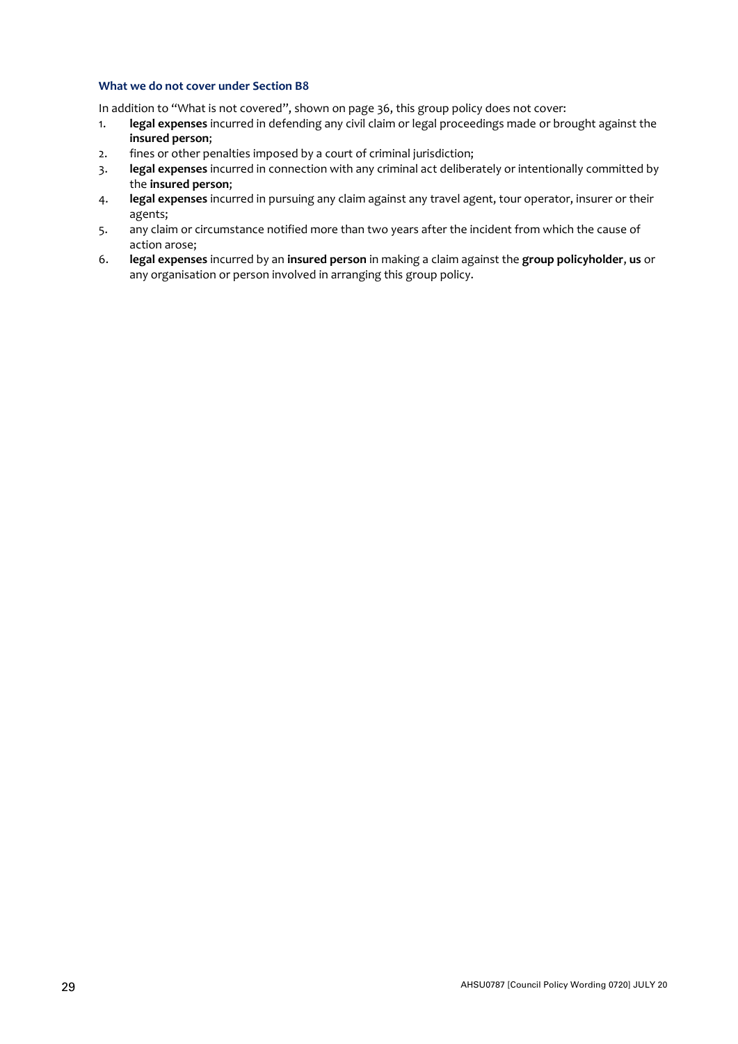### What we do not cover under Section B8

In addition to "What is not covered", shown on page 36, this group policy does not cover:

1. **legal expenses** incurred in defending any civil claim or legal proceedings made or brought against the **insured person**;
2. fines or other penalties imposed by a court of criminal jurisdiction;
3. **legal expenses** incurred in connection with any criminal act deliberately or intentionally committed by the **insured person**;
4. **legal expenses** incurred in pursuing any claim against any travel agent, tour operator, insurer or their agents;
5. any claim or circumstance notified more than two years after the incident from which the cause of action arose;
6. **legal expenses** incurred by an **insured person** in making a claim against the **group policyholder**, **us** or any organisation or person involved in arranging this group policy.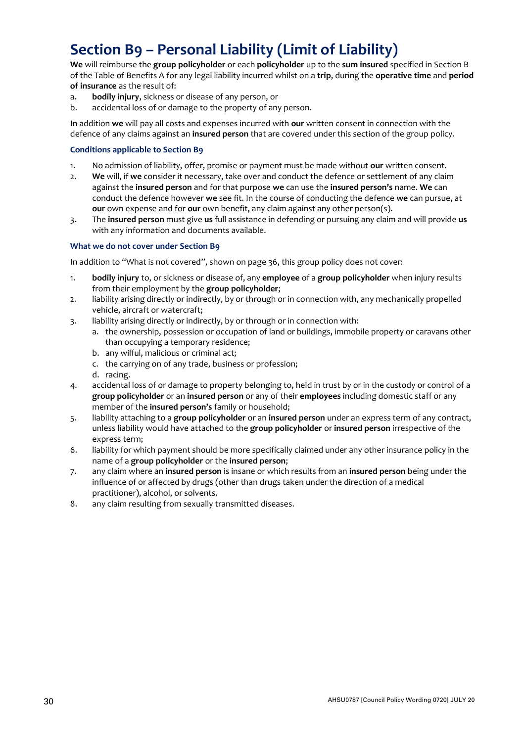# Section B9 – Personal Liability (Limit of Liability)

**We** will reimburse the **group policyholder** or each **policyholder** up to the **sum insured** specified in Section B of the Table of Benefits A for any legal liability incurred whilst on a **trip**, during the **operative time** and **period of insurance** as the result of:

a. **bodily injury**, sickness or disease of any person, or
b. accidental loss of or damage to the property of any person.

In addition **we** will pay all costs and expenses incurred with **our** written consent in connection with the defence of any claims against an **insured person** that are covered under this section of the group policy.

### Conditions applicable to Section B9

1. No admission of liability, offer, promise or payment must be made without **our** written consent.
2. **We** will, if **we** consider it necessary, take over and conduct the defence or settlement of any claim against the **insured person** and for that purpose **we** can use the **insured person's** name. **We** can conduct the defence however **we** see fit. In the course of conducting the defence **we** can pursue, at **our** own expense and for **our** own benefit, any claim against any other person(s).
3. The **insured person** must give **us** full assistance in defending or pursuing any claim and will provide **us** with any information and documents available.

### What we do not cover under Section B9

In addition to "What is not covered", shown on page 36, this group policy does not cover:

1. **bodily injury** to, or sickness or disease of, any **employee** of a **group policyholder** when injury results from their employment by the **group policyholder**;
2. liability arising directly or indirectly, by or through or in connection with, any mechanically propelled vehicle, aircraft or watercraft;
3. liability arising directly or indirectly, by or through or in connection with:
   a. the ownership, possession or occupation of land or buildings, immobile property or caravans other than occupying a temporary residence;
   b. any wilful, malicious or criminal act;
   c. the carrying on of any trade, business or profession;
   d. racing.
4. accidental loss of or damage to property belonging to, held in trust by or in the custody or control of a **group policyholder** or an **insured person** or any of their **employees** including domestic staff or any member of the **insured person's** family or household;
5. liability attaching to a **group policyholder** or an **insured person** under an express term of any contract, unless liability would have attached to the **group policyholder** or **insured person** irrespective of the express term;
6. liability for which payment should be more specifically claimed under any other insurance policy in the name of a **group policyholder** or the **insured person**;
7. any claim where an **insured person** is insane or which results from an **insured person** being under the influence of or affected by drugs (other than drugs taken under the direction of a medical practitioner), alcohol, or solvents.
8. any claim resulting from sexually transmitted diseases.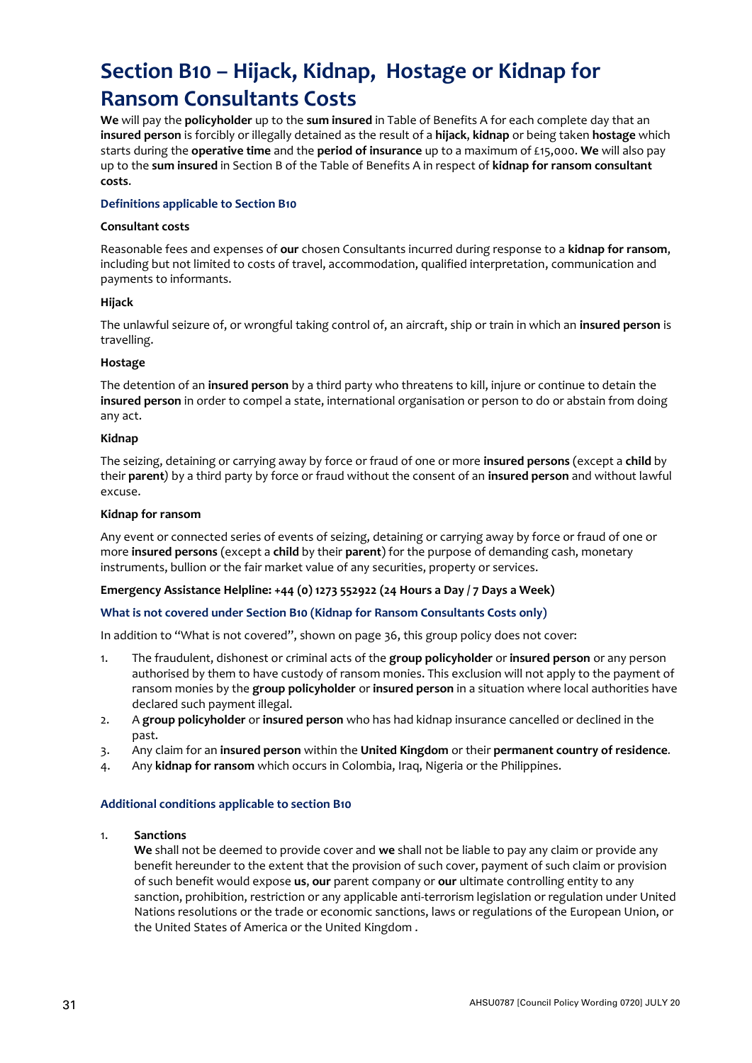# Section B10 – Hijack, Kidnap, Hostage or Kidnap for Ransom Consultants Costs

**We** will pay the **policyholder** up to the **sum insured** in Table of Benefits A for each complete day that an **insured person** is forcibly or illegally detained as the result of a **hijack**, **kidnap** or being taken **hostage** which starts during the **operative time** and the **period of insurance** up to a maximum of £15,000. **We** will also pay up to the **sum insured** in Section B of the Table of Benefits A in respect of **kidnap for ransom consultant costs**.

### Definitions applicable to Section B10

**Consultant costs**

Reasonable fees and expenses of **our** chosen Consultants incurred during response to a **kidnap for ransom**, including but not limited to costs of travel, accommodation, qualified interpretation, communication and payments to informants.

**Hijack**

The unlawful seizure of, or wrongful taking control of, an aircraft, ship or train in which an **insured person** is travelling.

**Hostage**

The detention of an **insured person** by a third party who threatens to kill, injure or continue to detain the **insured person** in order to compel a state, international organisation or person to do or abstain from doing any act.

**Kidnap**

The seizing, detaining or carrying away by force or fraud of one or more **insured persons** (except a **child** by their **parent**) by a third party by force or fraud without the consent of an **insured person** and without lawful excuse.

**Kidnap for ransom**

Any event or connected series of events of seizing, detaining or carrying away by force or fraud of one or more **insured persons** (except a **child** by their **parent**) for the purpose of demanding cash, monetary instruments, bullion or the fair market value of any securities, property or services.

**Emergency Assistance Helpline: +44 (0) 1273 552922 (24 Hours a Day / 7 Days a Week)**

### What is not covered under Section B10 (Kidnap for Ransom Consultants Costs only)

In addition to "What is not covered", shown on page 36, this group policy does not cover:

1. The fraudulent, dishonest or criminal acts of the **group policyholder** or **insured person** or any person authorised by them to have custody of ransom monies. This exclusion will not apply to the payment of ransom monies by the **group policyholder** or **insured person** in a situation where local authorities have declared such payment illegal.
2. A **group policyholder** or **insured person** who has had kidnap insurance cancelled or declined in the past.
3. Any claim for an **insured person** within the **United Kingdom** or their **permanent country of residence**.
4. Any **kidnap for ransom** which occurs in Colombia, Iraq, Nigeria or the Philippines.

### Additional conditions applicable to section B10

1. **Sanctions**
   **We** shall not be deemed to provide cover and **we** shall not be liable to pay any claim or provide any benefit hereunder to the extent that the provision of such cover, payment of such claim or provision of such benefit would expose **us**, **our** parent company or **our** ultimate controlling entity to any sanction, prohibition, restriction or any applicable anti-terrorism legislation or regulation under United Nations resolutions or the trade or economic sanctions, laws or regulations of the European Union, or the United States of America or the United Kingdom .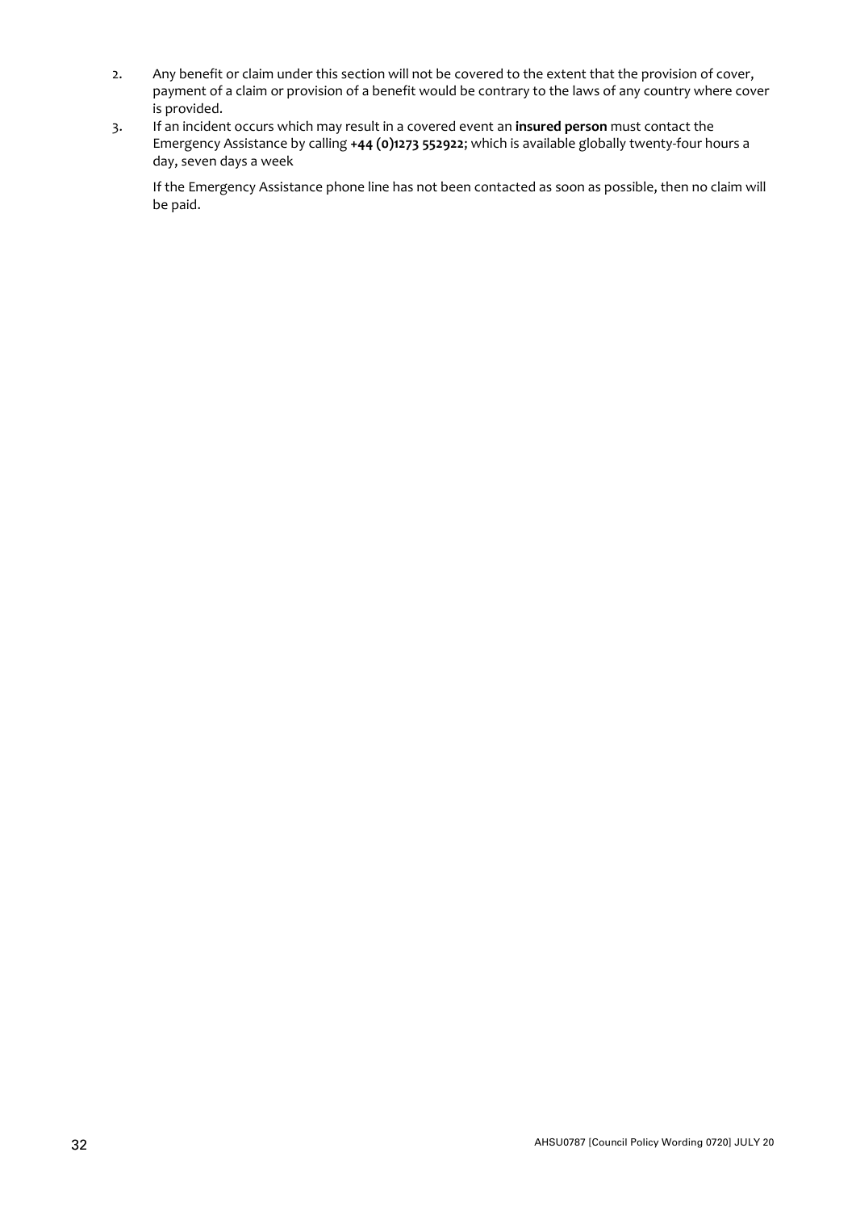2. Any benefit or claim under this section will not be covered to the extent that the provision of cover, payment of a claim or provision of a benefit would be contrary to the laws of any country where cover is provided.
3. If an incident occurs which may result in a covered event an **insured person** must contact the Emergency Assistance by calling **+44 (0)1273 552922**; which is available globally twenty-four hours a day, seven days a week

   If the Emergency Assistance phone line has not been contacted as soon as possible, then no claim will be paid.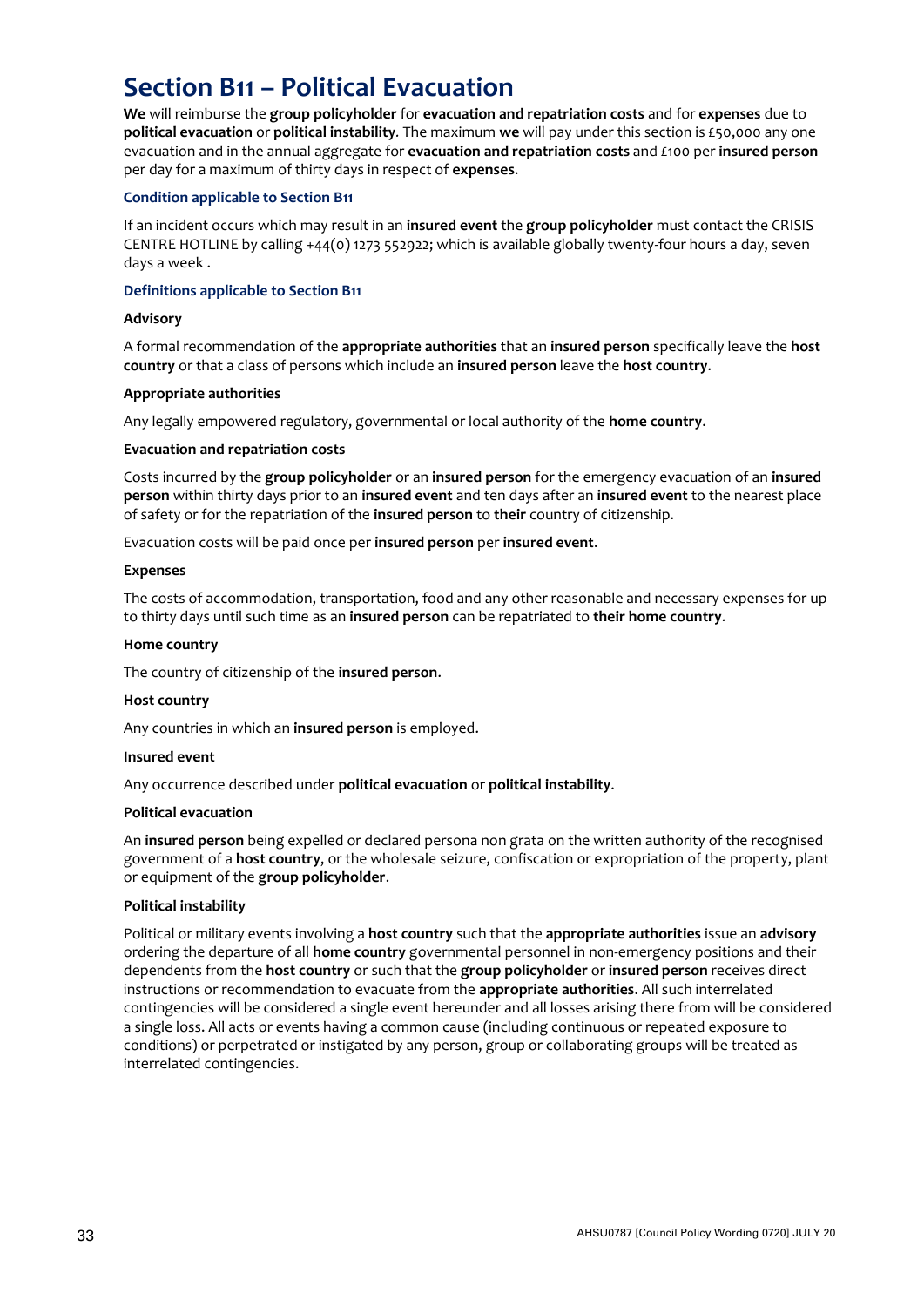# Section B11 – Political Evacuation

**We** will reimburse the **group policyholder** for **evacuation and repatriation costs** and for **expenses** due to **political evacuation** or **political instability**. The maximum **we** will pay under this section is £50,000 any one evacuation and in the annual aggregate for **evacuation and repatriation costs** and £100 per **insured person** per day for a maximum of thirty days in respect of **expenses**.

### Condition applicable to Section B11

If an incident occurs which may result in an **insured event** the **group policyholder** must contact the CRISIS CENTRE HOTLINE by calling +44(0) 1273 552922; which is available globally twenty-four hours a day, seven days a week .

### Definitions applicable to Section B11

**Advisory**

A formal recommendation of the **appropriate authorities** that an **insured person** specifically leave the **host country** or that a class of persons which include an **insured person** leave the **host country**.

**Appropriate authorities**

Any legally empowered regulatory, governmental or local authority of the **home country**.

**Evacuation and repatriation costs**

Costs incurred by the **group policyholder** or an **insured person** for the emergency evacuation of an **insured person** within thirty days prior to an **insured event** and ten days after an **insured event** to the nearest place of safety or for the repatriation of the **insured person** to **their** country of citizenship.

Evacuation costs will be paid once per **insured person** per **insured event**.

**Expenses**

The costs of accommodation, transportation, food and any other reasonable and necessary expenses for up to thirty days until such time as an **insured person** can be repatriated to **their home country**.

**Home country**

The country of citizenship of the **insured person**.

**Host country**

Any countries in which an **insured person** is employed.

**Insured event**

Any occurrence described under **political evacuation** or **political instability**.

**Political evacuation**

An **insured person** being expelled or declared persona non grata on the written authority of the recognised government of a **host country**, or the wholesale seizure, confiscation or expropriation of the property, plant or equipment of the **group policyholder**.

**Political instability**

Political or military events involving a **host country** such that the **appropriate authorities** issue an **advisory** ordering the departure of all **home country** governmental personnel in non-emergency positions and their dependents from the **host country** or such that the **group policyholder** or **insured person** receives direct instructions or recommendation to evacuate from the **appropriate authorities**. All such interrelated contingencies will be considered a single event hereunder and all losses arising there from will be considered a single loss. All acts or events having a common cause (including continuous or repeated exposure to conditions) or perpetrated or instigated by any person, group or collaborating groups will be treated as interrelated contingencies.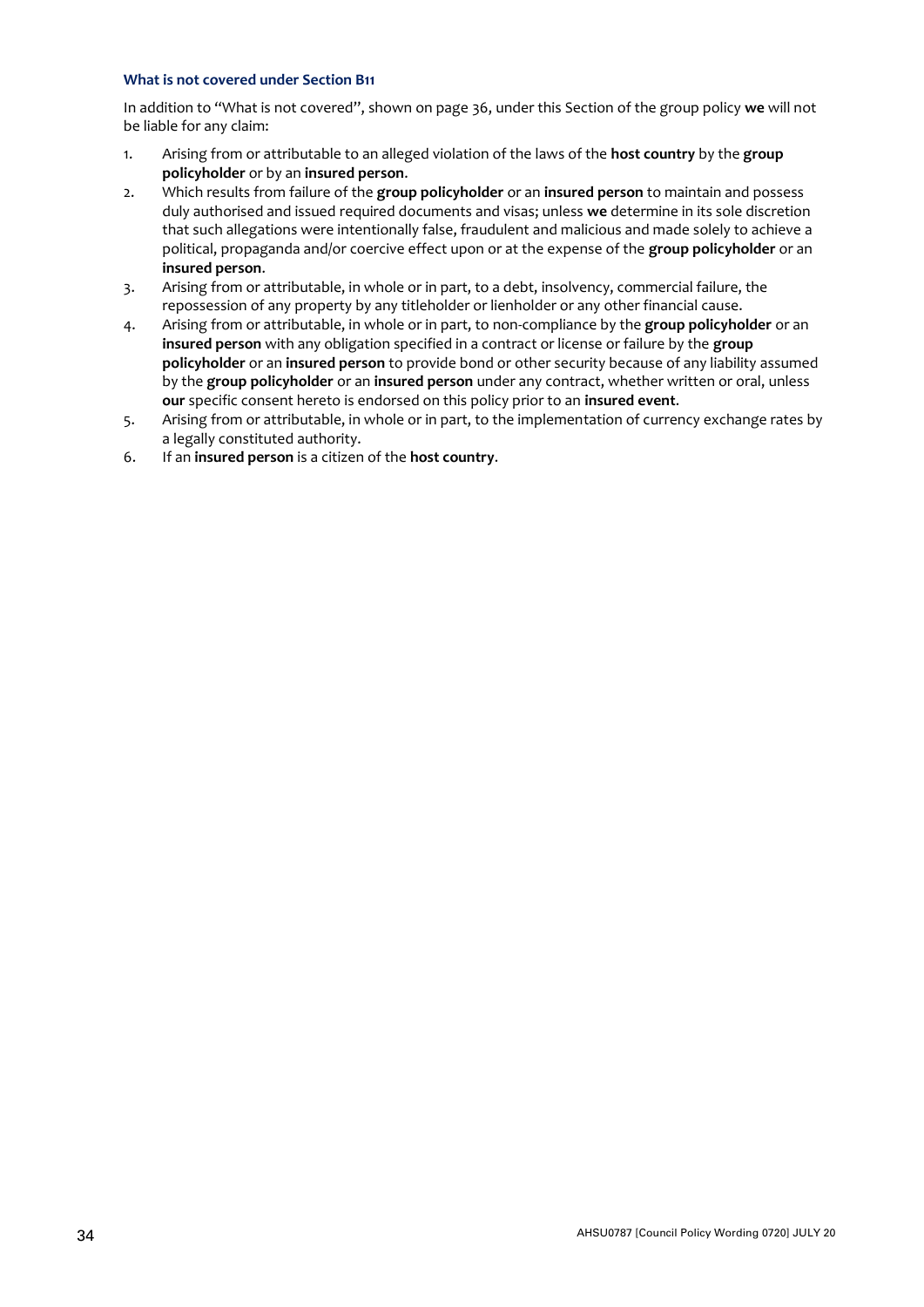### What is not covered under Section B11

In addition to "What is not covered", shown on page 36, under this Section of the group policy **we** will not be liable for any claim:

1. Arising from or attributable to an alleged violation of the laws of the **host country** by the **group policyholder** or by an **insured person**.
2. Which results from failure of the **group policyholder** or an **insured person** to maintain and possess duly authorised and issued required documents and visas; unless **we** determine in its sole discretion that such allegations were intentionally false, fraudulent and malicious and made solely to achieve a political, propaganda and/or coercive effect upon or at the expense of the **group policyholder** or an **insured person**.
3. Arising from or attributable, in whole or in part, to a debt, insolvency, commercial failure, the repossession of any property by any titleholder or lienholder or any other financial cause.
4. Arising from or attributable, in whole or in part, to non-compliance by the **group policyholder** or an **insured person** with any obligation specified in a contract or license or failure by the **group policyholder** or an **insured person** to provide bond or other security because of any liability assumed by the **group policyholder** or an **insured person** under any contract, whether written or oral, unless **our** specific consent hereto is endorsed on this policy prior to an **insured event**.
5. Arising from or attributable, in whole or in part, to the implementation of currency exchange rates by a legally constituted authority.
6. If an **insured person** is a citizen of the **host country**.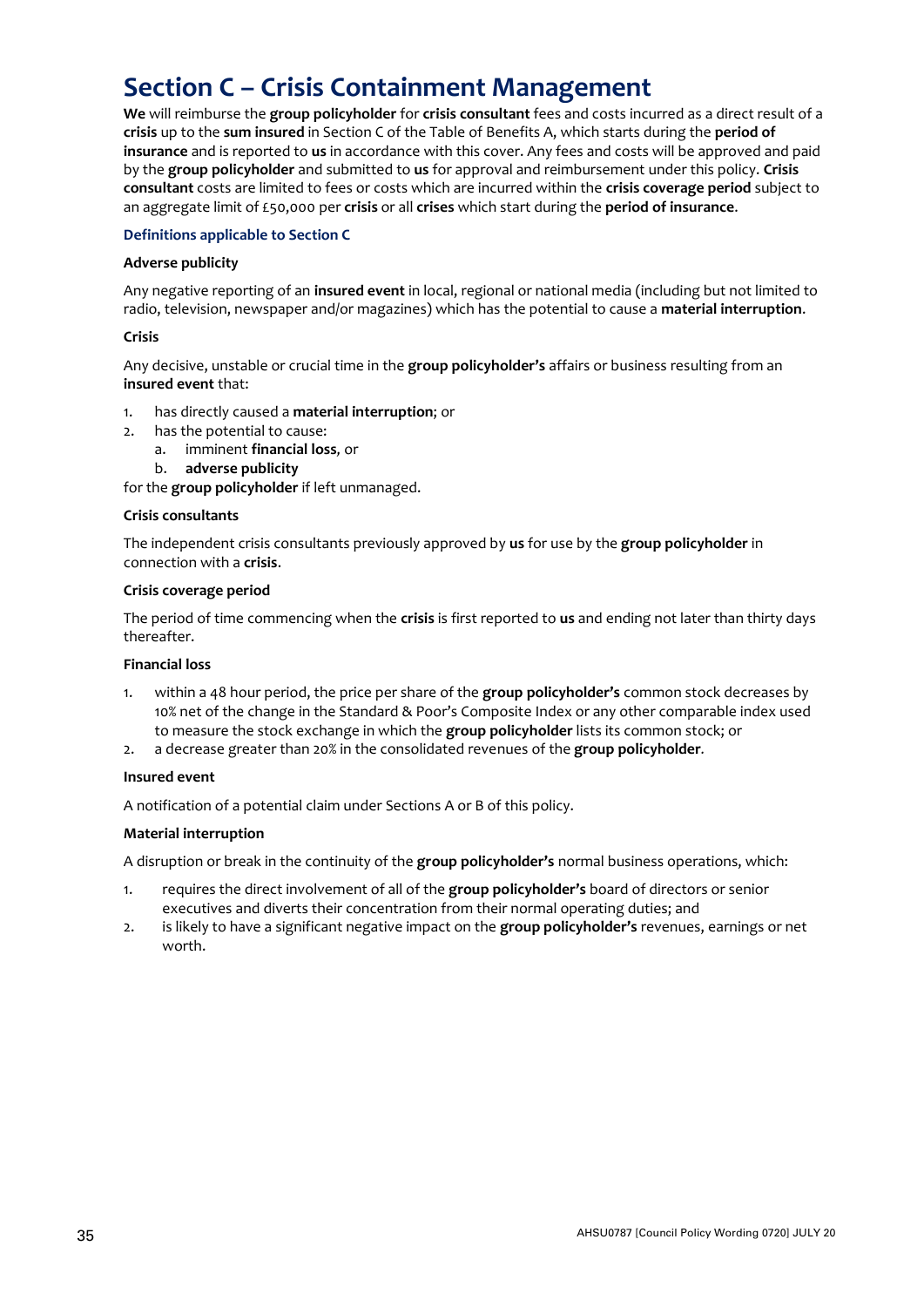# Section C – Crisis Containment Management

**We** will reimburse the **group policyholder** for **crisis consultant** fees and costs incurred as a direct result of a **crisis** up to the **sum insured** in Section C of the Table of Benefits A, which starts during the **period of insurance** and is reported to **us** in accordance with this cover. Any fees and costs will be approved and paid by the **group policyholder** and submitted to **us** for approval and reimbursement under this policy. **Crisis consultant** costs are limited to fees or costs which are incurred within the **crisis coverage period** subject to an aggregate limit of £50,000 per **crisis** or all **crises** which start during the **period of insurance**.

### Definitions applicable to Section C

**Adverse publicity**

Any negative reporting of an **insured event** in local, regional or national media (including but not limited to radio, television, newspaper and/or magazines) which has the potential to cause a **material interruption**.

**Crisis**

Any decisive, unstable or crucial time in the **group policyholder's** affairs or business resulting from an **insured event** that:

1. has directly caused a **material interruption**; or
2. has the potential to cause:
   a. imminent **financial loss**, or
   b. **adverse publicity**

for the **group policyholder** if left unmanaged.

**Crisis consultants**

The independent crisis consultants previously approved by **us** for use by the **group policyholder** in connection with a **crisis**.

**Crisis coverage period**

The period of time commencing when the **crisis** is first reported to **us** and ending not later than thirty days thereafter.

**Financial loss**

1. within a 48 hour period, the price per share of the **group policyholder's** common stock decreases by 10% net of the change in the Standard & Poor's Composite Index or any other comparable index used to measure the stock exchange in which the **group policyholder** lists its common stock; or
2. a decrease greater than 20% in the consolidated revenues of the **group policyholder**.

**Insured event**

A notification of a potential claim under Sections A or B of this policy.

**Material interruption**

A disruption or break in the continuity of the **group policyholder's** normal business operations, which:

1. requires the direct involvement of all of the **group policyholder's** board of directors or senior executives and diverts their concentration from their normal operating duties; and
2. is likely to have a significant negative impact on the **group policyholder's** revenues, earnings or net worth.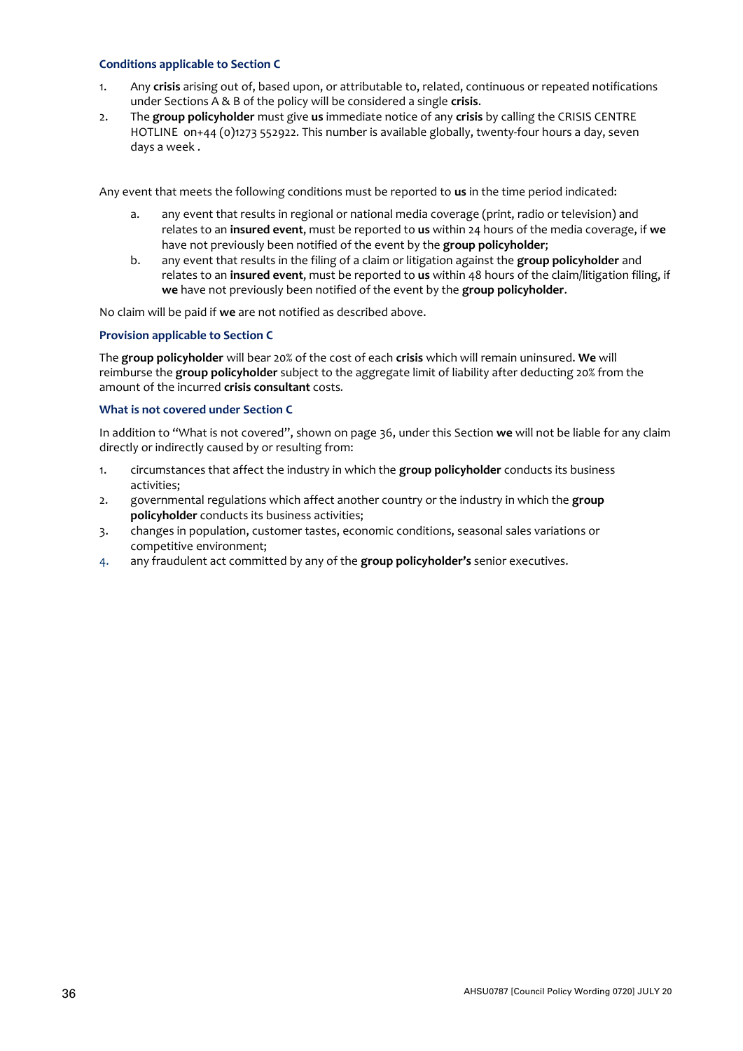### Conditions applicable to Section C

1. Any **crisis** arising out of, based upon, or attributable to, related, continuous or repeated notifications under Sections A & B of the policy will be considered a single **crisis**.
2. The **group policyholder** must give **us** immediate notice of any **crisis** by calling the CRISIS CENTRE HOTLINE on+44 (0)1273 552922. This number is available globally, twenty-four hours a day, seven days a week .

Any event that meets the following conditions must be reported to **us** in the time period indicated:

a. any event that results in regional or national media coverage (print, radio or television) and relates to an **insured event**, must be reported to **us** within 24 hours of the media coverage, if **we** have not previously been notified of the event by the **group policyholder**;
b. any event that results in the filing of a claim or litigation against the **group policyholder** and relates to an **insured event**, must be reported to **us** within 48 hours of the claim/litigation filing, if **we** have not previously been notified of the event by the **group policyholder**.

No claim will be paid if **we** are not notified as described above.

### Provision applicable to Section C

The **group policyholder** will bear 20% of the cost of each **crisis** which will remain uninsured. **We** will reimburse the **group policyholder** subject to the aggregate limit of liability after deducting 20% from the amount of the incurred **crisis consultant** costs.

### What is not covered under Section C

In addition to "What is not covered", shown on page 36, under this Section **we** will not be liable for any claim directly or indirectly caused by or resulting from:

1. circumstances that affect the industry in which the **group policyholder** conducts its business activities;
2. governmental regulations which affect another country or the industry in which the **group policyholder** conducts its business activities;
3. changes in population, customer tastes, economic conditions, seasonal sales variations or competitive environment;
4. any fraudulent act committed by any of the **group policyholder's** senior executives.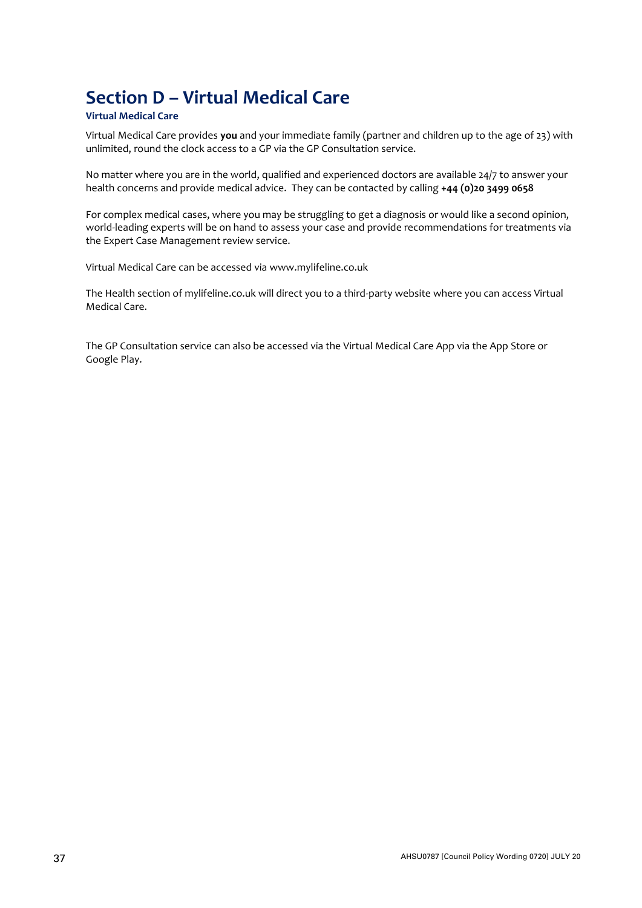# Section D – Virtual Medical Care

### Virtual Medical Care

Virtual Medical Care provides **you** and your immediate family (partner and children up to the age of 23) with unlimited, round the clock access to a GP via the GP Consultation service.

No matter where you are in the world, qualified and experienced doctors are available 24/7 to answer your health concerns and provide medical advice. They can be contacted by calling **+44 (0)20 3499 0658**

For complex medical cases, where you may be struggling to get a diagnosis or would like a second opinion, world-leading experts will be on hand to assess your case and provide recommendations for treatments via the Expert Case Management review service.

Virtual Medical Care can be accessed via www.mylifeline.co.uk

The Health section of mylifeline.co.uk will direct you to a third-party website where you can access Virtual Medical Care.

The GP Consultation service can also be accessed via the Virtual Medical Care App via the App Store or Google Play.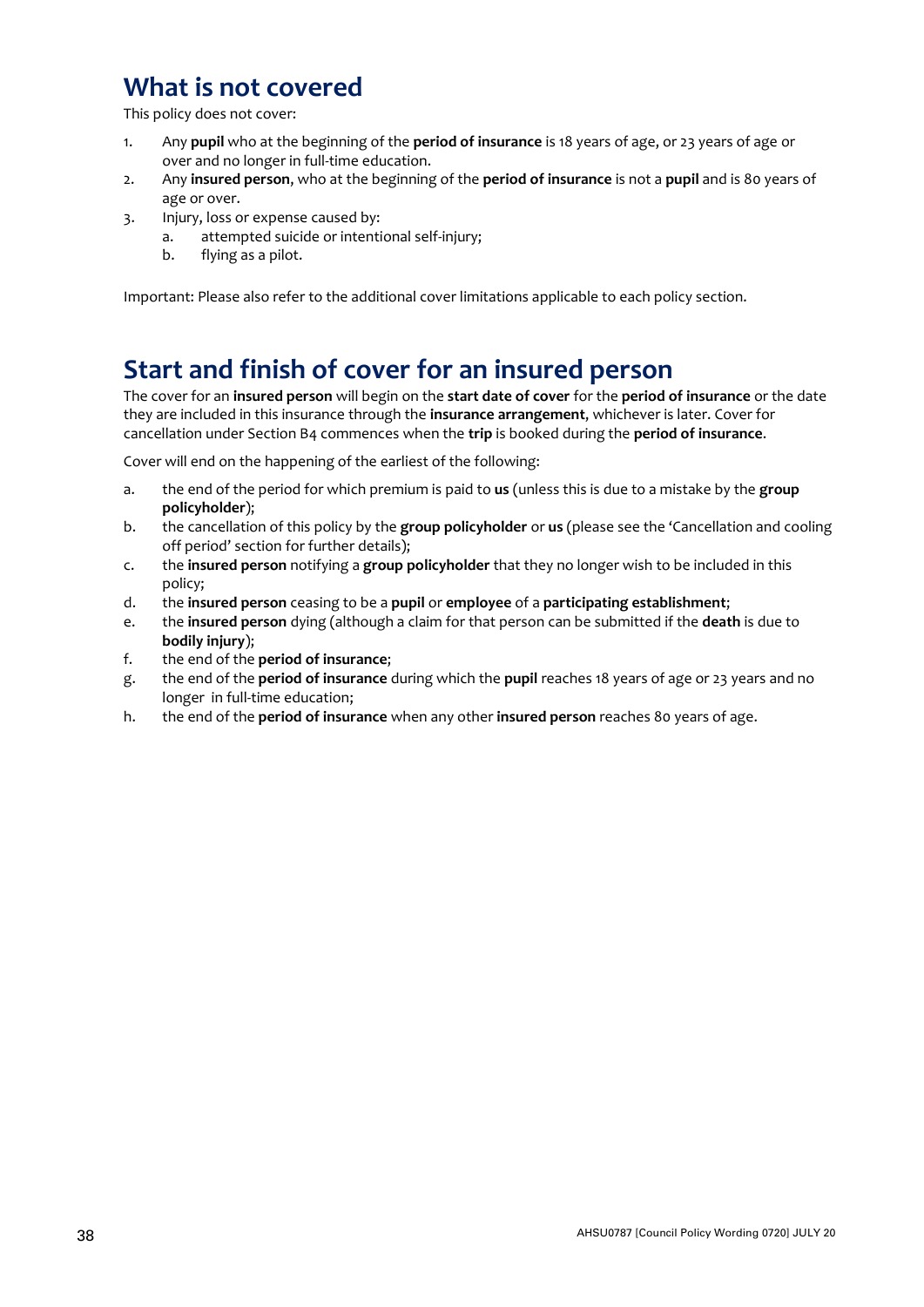## What is not covered

This policy does not cover:

1. Any **pupil** who at the beginning of the **period of insurance** is 18 years of age, or 23 years of age or over and no longer in full-time education.
2. Any **insured person**, who at the beginning of the **period of insurance** is not a **pupil** and is 80 years of age or over.
3. Injury, loss or expense caused by:
   a. attempted suicide or intentional self-injury;
   b. flying as a pilot.

Important: Please also refer to the additional cover limitations applicable to each policy section.

## Start and finish of cover for an insured person

The cover for an **insured person** will begin on the **start date of cover** for the **period of insurance** or the date they are included in this insurance through the **insurance arrangement**, whichever is later. Cover for cancellation under Section B4 commences when the **trip** is booked during the **period of insurance**.

Cover will end on the happening of the earliest of the following:

a. the end of the period for which premium is paid to **us** (unless this is due to a mistake by the **group policyholder**);
b. the cancellation of this policy by the **group policyholder** or **us** (please see the 'Cancellation and cooling off period' section for further details);
c. the **insured person** notifying a **group policyholder** that they no longer wish to be included in this policy;
d. the **insured person** ceasing to be a **pupil** or **employee** of a **participating establishment**;
e. the **insured person** dying (although a claim for that person can be submitted if the **death** is due to **bodily injury**);
f. the end of the **period of insurance**;
g. the end of the **period of insurance** during which the **pupil** reaches 18 years of age or 23 years and no longer in full-time education;
h. the end of the **period of insurance** when any other **insured person** reaches 80 years of age.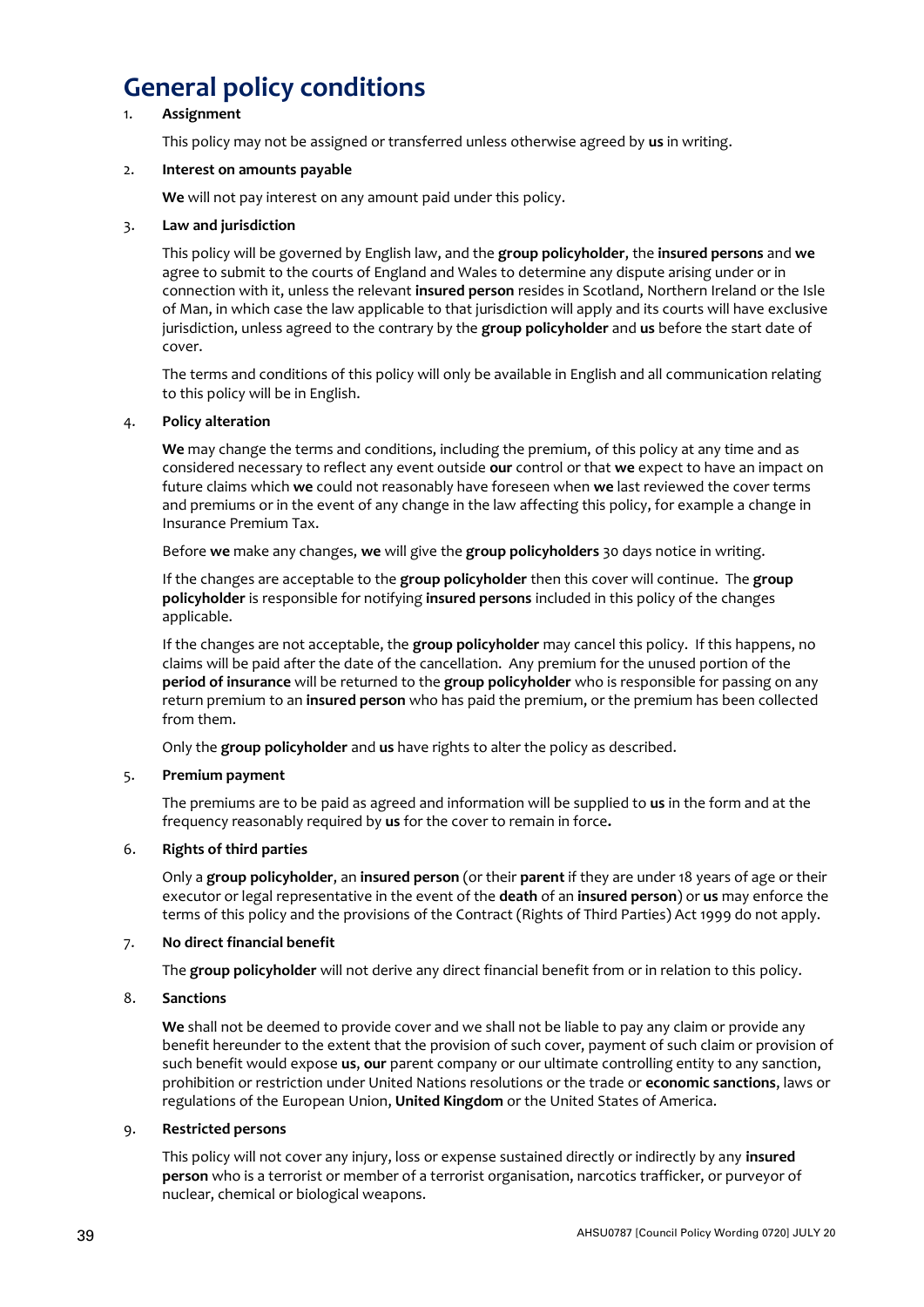# General policy conditions

1. **Assignment**

   This policy may not be assigned or transferred unless otherwise agreed by **us** in writing.

2. **Interest on amounts payable**

   **We** will not pay interest on any amount paid under this policy.

3. **Law and jurisdiction**

   This policy will be governed by English law, and the **group policyholder**, the **insured persons** and **we** agree to submit to the courts of England and Wales to determine any dispute arising under or in connection with it, unless the relevant **insured person** resides in Scotland, Northern Ireland or the Isle of Man, in which case the law applicable to that jurisdiction will apply and its courts will have exclusive jurisdiction, unless agreed to the contrary by the **group policyholder** and **us** before the start date of cover.

   The terms and conditions of this policy will only be available in English and all communication relating to this policy will be in English.

4. **Policy alteration**

   **We** may change the terms and conditions, including the premium, of this policy at any time and as considered necessary to reflect any event outside **our** control or that **we** expect to have an impact on future claims which **we** could not reasonably have foreseen when **we** last reviewed the cover terms and premiums or in the event of any change in the law affecting this policy, for example a change in Insurance Premium Tax.

   Before **we** make any changes, **we** will give the **group policyholders** 30 days notice in writing.

   If the changes are acceptable to the **group policyholder** then this cover will continue. The **group policyholder** is responsible for notifying **insured persons** included in this policy of the changes applicable.

   If the changes are not acceptable, the **group policyholder** may cancel this policy. If this happens, no claims will be paid after the date of the cancellation. Any premium for the unused portion of the **period of insurance** will be returned to the **group policyholder** who is responsible for passing on any return premium to an **insured person** who has paid the premium, or the premium has been collected from them.

   Only the **group policyholder** and **us** have rights to alter the policy as described.

5. **Premium payment**

   The premiums are to be paid as agreed and information will be supplied to **us** in the form and at the frequency reasonably required by **us** for the cover to remain in force**.**

6. **Rights of third parties**

   Only a **group policyholder**, an **insured person** (or their **parent** if they are under 18 years of age or their executor or legal representative in the event of the **death** of an **insured person**) or **us** may enforce the terms of this policy and the provisions of the Contract (Rights of Third Parties) Act 1999 do not apply.

7. **No direct financial benefit**

   The **group policyholder** will not derive any direct financial benefit from or in relation to this policy.

8. **Sanctions**

   **We** shall not be deemed to provide cover and we shall not be liable to pay any claim or provide any benefit hereunder to the extent that the provision of such cover, payment of such claim or provision of such benefit would expose **us**, **our** parent company or our ultimate controlling entity to any sanction, prohibition or restriction under United Nations resolutions or the trade or **economic sanctions**, laws or regulations of the European Union, **United Kingdom** or the United States of America.

9. **Restricted persons**

   This policy will not cover any injury, loss or expense sustained directly or indirectly by any **insured person** who is a terrorist or member of a terrorist organisation, narcotics trafficker, or purveyor of nuclear, chemical or biological weapons.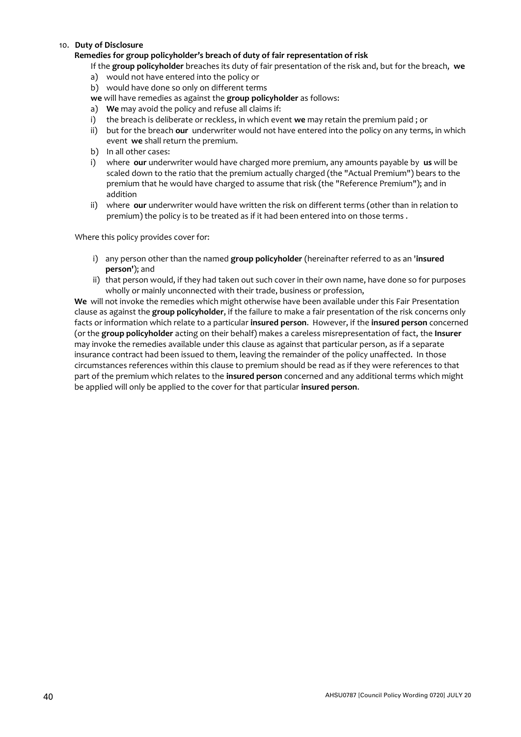10. **Duty of Disclosure**

**Remedies for group policyholder's breach of duty of fair representation of risk**

If the **group policyholder** breaches its duty of fair presentation of the risk and, but for the breach, **we**

a) would not have entered into the policy or
b) would have done so only on different terms

**we** will have remedies as against the **group policyholder** as follows:

a) **We** may avoid the policy and refuse all claims if:
   i) the breach is deliberate or reckless, in which event **we** may retain the premium paid ; or
   ii) but for the breach **our** underwriter would not have entered into the policy on any terms, in which event **we** shall return the premium.
b) In all other cases:
   i) where **our** underwriter would have charged more premium, any amounts payable by **us** will be scaled down to the ratio that the premium actually charged (the "Actual Premium") bears to the premium that he would have charged to assume that risk (the "Reference Premium"); and in addition
   ii) where **our** underwriter would have written the risk on different terms (other than in relation to premium) the policy is to be treated as if it had been entered into on those terms .

Where this policy provides cover for:

i) any person other than the named **group policyholder** (hereinafter referred to as an '**insured person'**); and
ii) that person would, if they had taken out such cover in their own name, have done so for purposes wholly or mainly unconnected with their trade, business or profession,

**We** will not invoke the remedies which might otherwise have been available under this Fair Presentation clause as against the **group policyholder**, if the failure to make a fair presentation of the risk concerns only facts or information which relate to a particular **insured person**. However, if the **insured person** concerned (or the **group policyholder** acting on their behalf) makes a careless misrepresentation of fact, the **Insurer** may invoke the remedies available under this clause as against that particular person, as if a separate insurance contract had been issued to them, leaving the remainder of the policy unaffected. In those circumstances references within this clause to premium should be read as if they were references to that part of the premium which relates to the **insured person** concerned and any additional terms which might be applied will only be applied to the cover for that particular **insured person**.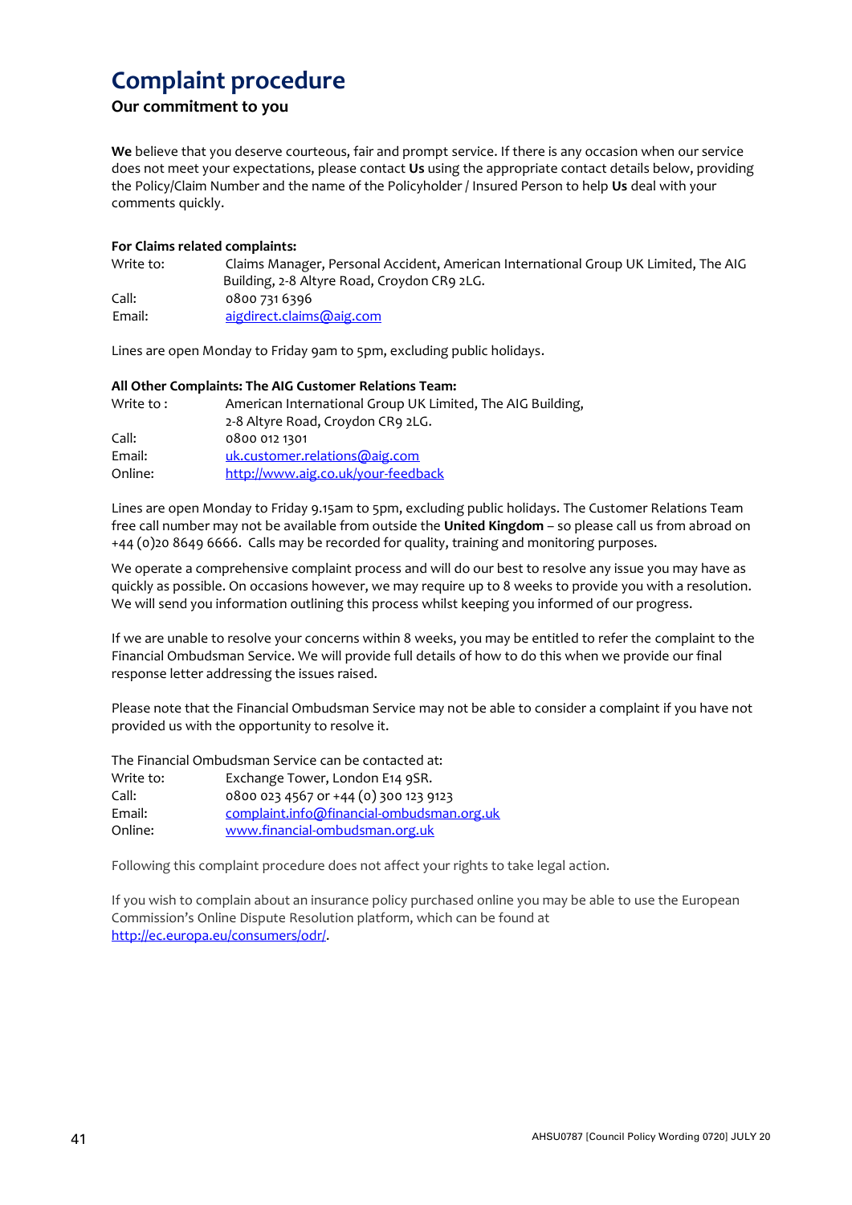# Complaint procedure

## Our commitment to you

**We** believe that you deserve courteous, fair and prompt service. If there is any occasion when our service does not meet your expectations, please contact **Us** using the appropriate contact details below, providing the Policy/Claim Number and the name of the Policyholder / Insured Person to help **Us** deal with your comments quickly.

**For Claims related complaints:**

| | |
|---|---|
| Write to: | Claims Manager, Personal Accident, American International Group UK Limited, The AIG Building, 2-8 Altyre Road, Croydon CR9 2LG. |
| Call: | 0800 731 6396 |
| Email: | aigdirect.claims@aig.com |

Lines are open Monday to Friday 9am to 5pm, excluding public holidays.

**All Other Complaints: The AIG Customer Relations Team:**

| | |
|---|---|
| Write to : | American International Group UK Limited, The AIG Building, 2-8 Altyre Road, Croydon CR9 2LG. |
| Call: | 0800 012 1301 |
| Email: | uk.customer.relations@aig.com |
| Online: | http://www.aig.co.uk/your-feedback |

Lines are open Monday to Friday 9.15am to 5pm, excluding public holidays. The Customer Relations Team free call number may not be available from outside the **United Kingdom** – so please call us from abroad on +44 (0)20 8649 6666. Calls may be recorded for quality, training and monitoring purposes.

We operate a comprehensive complaint process and will do our best to resolve any issue you may have as quickly as possible. On occasions however, we may require up to 8 weeks to provide you with a resolution. We will send you information outlining this process whilst keeping you informed of our progress.

If we are unable to resolve your concerns within 8 weeks, you may be entitled to refer the complaint to the Financial Ombudsman Service. We will provide full details of how to do this when we provide our final response letter addressing the issues raised.

Please note that the Financial Ombudsman Service may not be able to consider a complaint if you have not provided us with the opportunity to resolve it.

The Financial Ombudsman Service can be contacted at:

| | |
|---|---|
| Write to: | Exchange Tower, London E14 9SR. |
| Call: | 0800 023 4567 or +44 (0) 300 123 9123 |
| Email: | complaint.info@financial-ombudsman.org.uk |
| Online: | www.financial-ombudsman.org.uk |

Following this complaint procedure does not affect your rights to take legal action.

If you wish to complain about an insurance policy purchased online you may be able to use the European Commission's Online Dispute Resolution platform, which can be found at http://ec.europa.eu/consumers/odr/.

AHSU0787 [Council Policy Wording 0720] JULY 20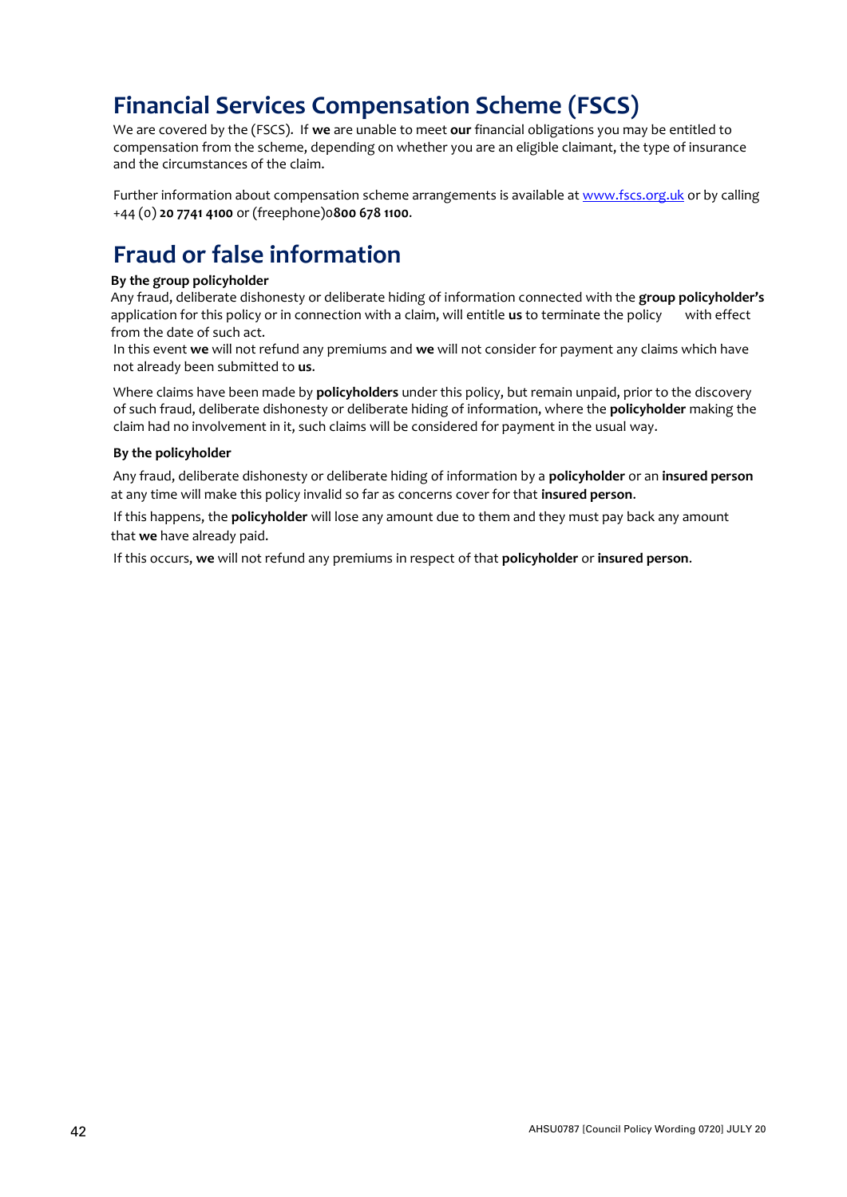# Financial Services Compensation Scheme (FSCS)

We are covered by the (FSCS). If **we** are unable to meet **our** financial obligations you may be entitled to compensation from the scheme, depending on whether you are an eligible claimant, the type of insurance and the circumstances of the claim.

Further information about compensation scheme arrangements is available at www.fscs.org.uk or by calling +44 (0) **20 7741 4100** or (freephone)0**800 678 1100**.

# Fraud or false information

**By the group policyholder**

Any fraud, deliberate dishonesty or deliberate hiding of information connected with the **group policyholder's** application for this policy or in connection with a claim, will entitle **us** to terminate the policy with effect from the date of such act.

In this event **we** will not refund any premiums and **we** will not consider for payment any claims which have not already been submitted to **us**.

Where claims have been made by **policyholders** under this policy, but remain unpaid, prior to the discovery of such fraud, deliberate dishonesty or deliberate hiding of information, where the **policyholder** making the claim had no involvement in it, such claims will be considered for payment in the usual way.

**By the policyholder**

Any fraud, deliberate dishonesty or deliberate hiding of information by a **policyholder** or an **insured person** at any time will make this policy invalid so far as concerns cover for that **insured person**.

If this happens, the **policyholder** will lose any amount due to them and they must pay back any amount that **we** have already paid.

If this occurs, **we** will not refund any premiums in respect of that **policyholder** or **insured person**.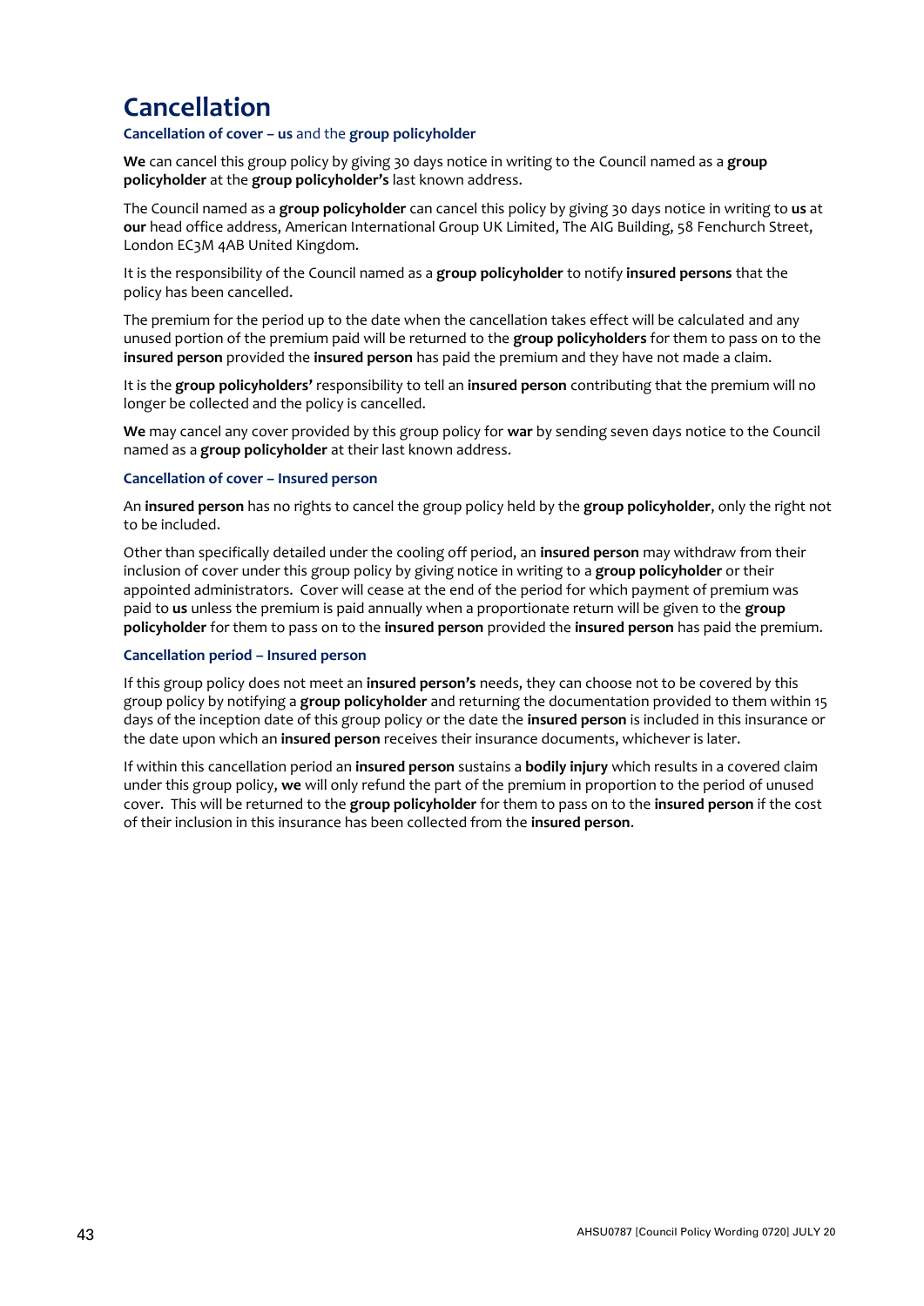# Cancellation

### Cancellation of cover – us and the group policyholder

**We** can cancel this group policy by giving 30 days notice in writing to the Council named as a **group policyholder** at the **group policyholder's** last known address.

The Council named as a **group policyholder** can cancel this policy by giving 30 days notice in writing to **us** at **our** head office address, American International Group UK Limited, The AIG Building, 58 Fenchurch Street, London EC3M 4AB United Kingdom.

It is the responsibility of the Council named as a **group policyholder** to notify **insured persons** that the policy has been cancelled.

The premium for the period up to the date when the cancellation takes effect will be calculated and any unused portion of the premium paid will be returned to the **group policyholders** for them to pass on to the **insured person** provided the **insured person** has paid the premium and they have not made a claim.

It is the **group policyholders'** responsibility to tell an **insured person** contributing that the premium will no longer be collected and the policy is cancelled.

**We** may cancel any cover provided by this group policy for **war** by sending seven days notice to the Council named as a **group policyholder** at their last known address.

### Cancellation of cover – Insured person

An **insured person** has no rights to cancel the group policy held by the **group policyholder**, only the right not to be included.

Other than specifically detailed under the cooling off period, an **insured person** may withdraw from their inclusion of cover under this group policy by giving notice in writing to a **group policyholder** or their appointed administrators. Cover will cease at the end of the period for which payment of premium was paid to **us** unless the premium is paid annually when a proportionate return will be given to the **group policyholder** for them to pass on to the **insured person** provided the **insured person** has paid the premium.

### Cancellation period – Insured person

If this group policy does not meet an **insured person's** needs, they can choose not to be covered by this group policy by notifying a **group policyholder** and returning the documentation provided to them within 15 days of the inception date of this group policy or the date the **insured person** is included in this insurance or the date upon which an **insured person** receives their insurance documents, whichever is later.

If within this cancellation period an **insured person** sustains a **bodily injury** which results in a covered claim under this group policy, **we** will only refund the part of the premium in proportion to the period of unused cover. This will be returned to the **group policyholder** for them to pass on to the **insured person** if the cost of their inclusion in this insurance has been collected from the **insured person**.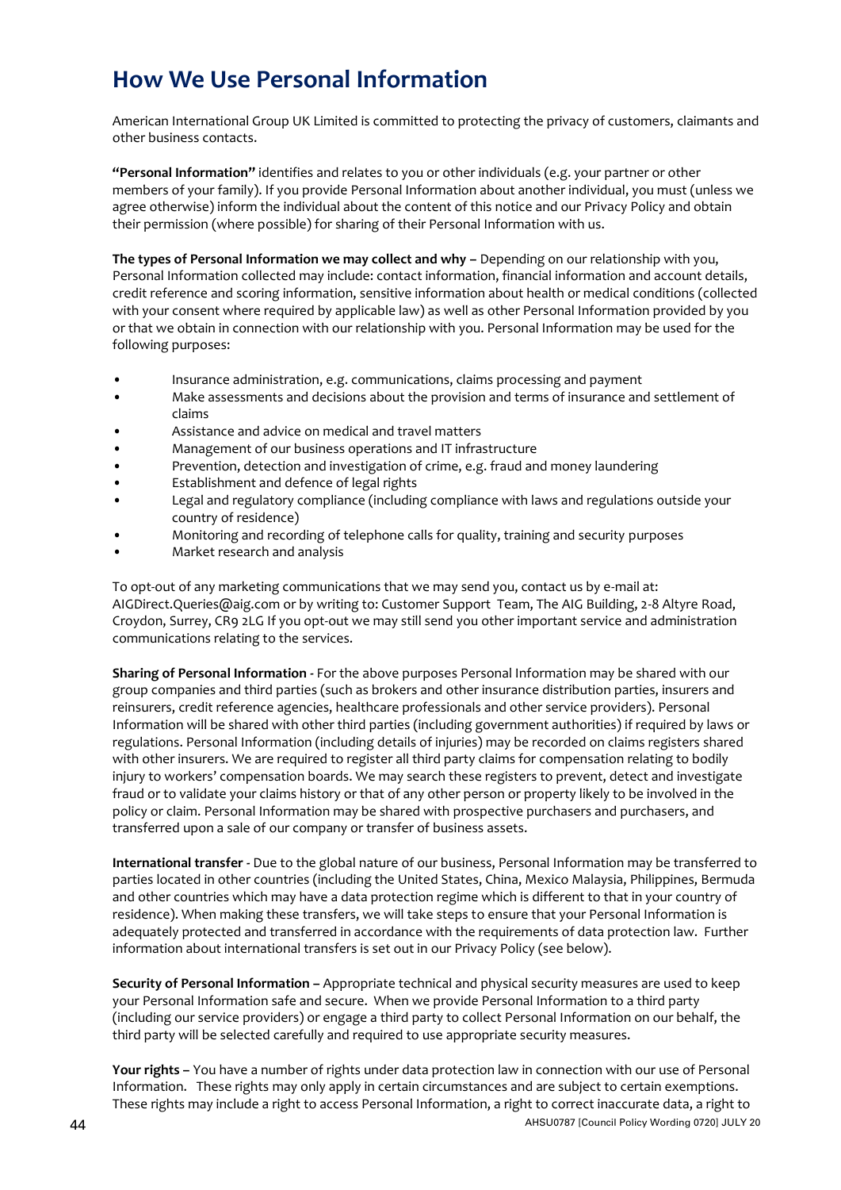# How We Use Personal Information

American International Group UK Limited is committed to protecting the privacy of customers, claimants and other business contacts.

**"Personal Information"** identifies and relates to you or other individuals (e.g. your partner or other members of your family). If you provide Personal Information about another individual, you must (unless we agree otherwise) inform the individual about the content of this notice and our Privacy Policy and obtain their permission (where possible) for sharing of their Personal Information with us.

**The types of Personal Information we may collect and why –** Depending on our relationship with you, Personal Information collected may include: contact information, financial information and account details, credit reference and scoring information, sensitive information about health or medical conditions (collected with your consent where required by applicable law) as well as other Personal Information provided by you or that we obtain in connection with our relationship with you. Personal Information may be used for the following purposes:

- Insurance administration, e.g. communications, claims processing and payment
- Make assessments and decisions about the provision and terms of insurance and settlement of claims
- Assistance and advice on medical and travel matters
- Management of our business operations and IT infrastructure
- Prevention, detection and investigation of crime, e.g. fraud and money laundering
- Establishment and defence of legal rights
- Legal and regulatory compliance (including compliance with laws and regulations outside your country of residence)
- Monitoring and recording of telephone calls for quality, training and security purposes
- Market research and analysis

To opt-out of any marketing communications that we may send you, contact us by e-mail at: AIGDirect.Queries@aig.com or by writing to: Customer Support Team, The AIG Building, 2-8 Altyre Road, Croydon, Surrey, CR9 2LG If you opt-out we may still send you other important service and administration communications relating to the services.

**Sharing of Personal Information** - For the above purposes Personal Information may be shared with our group companies and third parties (such as brokers and other insurance distribution parties, insurers and reinsurers, credit reference agencies, healthcare professionals and other service providers). Personal Information will be shared with other third parties (including government authorities) if required by laws or regulations. Personal Information (including details of injuries) may be recorded on claims registers shared with other insurers. We are required to register all third party claims for compensation relating to bodily injury to workers' compensation boards. We may search these registers to prevent, detect and investigate fraud or to validate your claims history or that of any other person or property likely to be involved in the policy or claim. Personal Information may be shared with prospective purchasers and purchasers, and transferred upon a sale of our company or transfer of business assets.

**International transfer** - Due to the global nature of our business, Personal Information may be transferred to parties located in other countries (including the United States, China, Mexico Malaysia, Philippines, Bermuda and other countries which may have a data protection regime which is different to that in your country of residence). When making these transfers, we will take steps to ensure that your Personal Information is adequately protected and transferred in accordance with the requirements of data protection law. Further information about international transfers is set out in our Privacy Policy (see below).

**Security of Personal Information –** Appropriate technical and physical security measures are used to keep your Personal Information safe and secure. When we provide Personal Information to a third party (including our service providers) or engage a third party to collect Personal Information on our behalf, the third party will be selected carefully and required to use appropriate security measures.

**Your rights –** You have a number of rights under data protection law in connection with our use of Personal Information. These rights may only apply in certain circumstances and are subject to certain exemptions. These rights may include a right to access Personal Information, a right to correct inaccurate data, a right to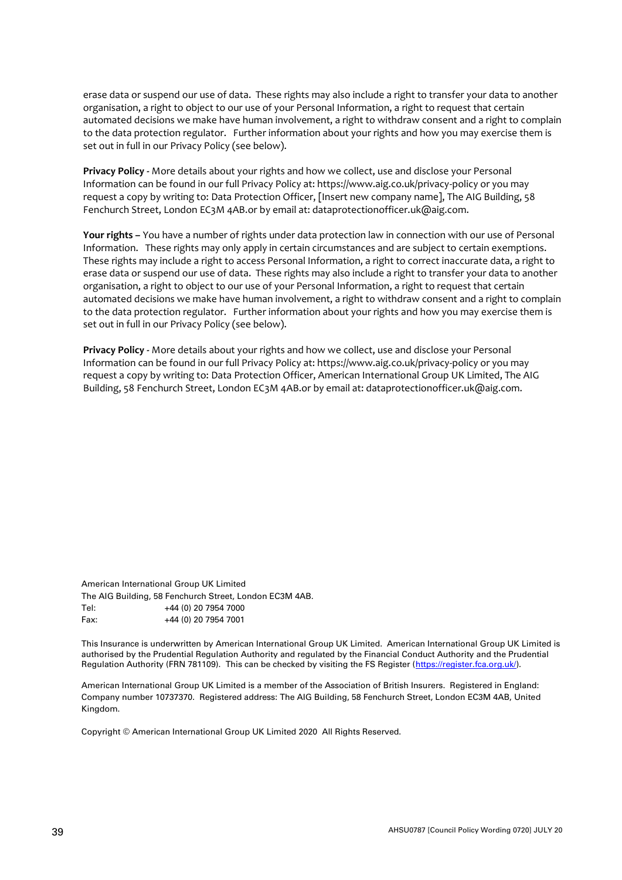erase data or suspend our use of data. These rights may also include a right to transfer your data to another organisation, a right to object to our use of your Personal Information, a right to request that certain automated decisions we make have human involvement, a right to withdraw consent and a right to complain to the data protection regulator. Further information about your rights and how you may exercise them is set out in full in our Privacy Policy (see below).

**Privacy Policy** - More details about your rights and how we collect, use and disclose your Personal Information can be found in our full Privacy Policy at: https://www.aig.co.uk/privacy-policy or you may request a copy by writing to: Data Protection Officer, [Insert new company name], The AIG Building, 58 Fenchurch Street, London EC3M 4AB.or by email at: dataprotectionofficer.uk@aig.com.

**Your rights –** You have a number of rights under data protection law in connection with our use of Personal Information. These rights may only apply in certain circumstances and are subject to certain exemptions. These rights may include a right to access Personal Information, a right to correct inaccurate data, a right to erase data or suspend our use of data. These rights may also include a right to transfer your data to another organisation, a right to object to our use of your Personal Information, a right to request that certain automated decisions we make have human involvement, a right to withdraw consent and a right to complain to the data protection regulator. Further information about your rights and how you may exercise them is set out in full in our Privacy Policy (see below).

**Privacy Policy** - More details about your rights and how we collect, use and disclose your Personal Information can be found in our full Privacy Policy at: https://www.aig.co.uk/privacy-policy or you may request a copy by writing to: Data Protection Officer, American International Group UK Limited, The AIG Building, 58 Fenchurch Street, London EC3M 4AB.or by email at: dataprotectionofficer.uk@aig.com.

American International Group UK Limited
The AIG Building, 58 Fenchurch Street, London EC3M 4AB.
Tel: +44 (0) 20 7954 7000
Fax: +44 (0) 20 7954 7001

This Insurance is underwritten by American International Group UK Limited. American International Group UK Limited is authorised by the Prudential Regulation Authority and regulated by the Financial Conduct Authority and the Prudential Regulation Authority (FRN 781109). This can be checked by visiting the FS Register (https://register.fca.org.uk/).

American International Group UK Limited is a member of the Association of British Insurers. Registered in England: Company number 10737370. Registered address: The AIG Building, 58 Fenchurch Street, London EC3M 4AB, United Kingdom.

Copyright © American International Group UK Limited 2020 All Rights Reserved.